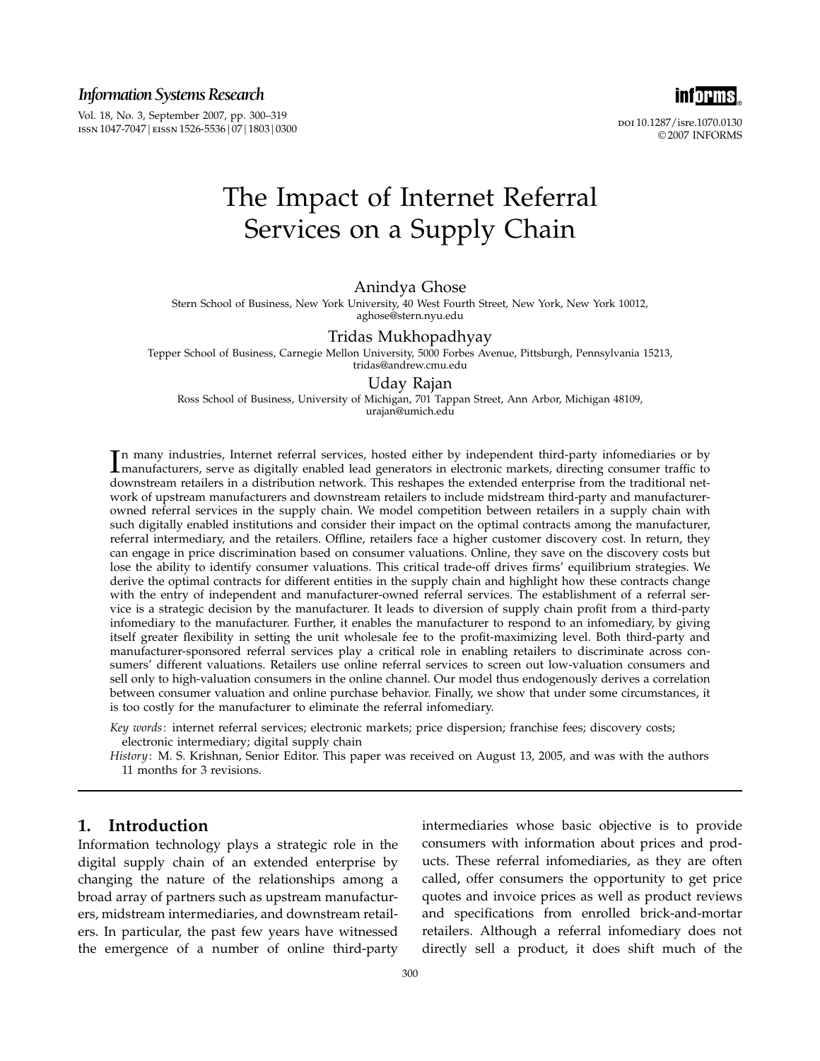# The Impact of Internet Referral Services on a Supply Chain

Anindya Ghose
Stern School of Business, New York University, 40 West Fourth Street, New York, New York 10012, aghose@stern.nyu.edu

Tridas Mukhopadhyay
Tepper School of Business, Carnegie Mellon University, 5000 Forbes Avenue, Pittsburgh, Pennsylvania 15213, tridas@andrew.cmu.edu

Uday Rajan
Ross School of Business, University of Michigan, 701 Tappan Street, Ann Arbor, Michigan 48109, urajan@umich.edu

In many industries, Internet referral services, hosted either by independent third-party infomediaries or by manufacturers, serve as digitally enabled lead generators in electronic markets, directing consumer traffic to downstream retailers in a distribution network. This reshapes the extended enterprise from the traditional network of upstream manufacturers and downstream retailers to include midstream third-party and manufacturer-owned referral services in the supply chain. We model competition between retailers in a supply chain with such digitally enabled institutions and consider their impact on the optimal contracts among the manufacturer, referral intermediary, and the retailers. Offline, retailers face a higher customer discovery cost. In return, they can engage in price discrimination based on consumer valuations. Online, they save on the discovery costs but lose the ability to identify consumer valuations. This critical trade-off drives firms' equilibrium strategies. We derive the optimal contracts for different entities in the supply chain and highlight how these contracts change with the entry of independent and manufacturer-owned referral services. The establishment of a referral service is a strategic decision by the manufacturer. It leads to diversion of supply chain profit from a third-party infomediary to the manufacturer. Further, it enables the manufacturer to respond to an infomediary, by giving itself greater flexibility in setting the unit wholesale fee to the profit-maximizing level. Both third-party and manufacturer-sponsored referral services play a critical role in enabling retailers to discriminate across consumers' different valuations. Retailers use online referral services to screen out low-valuation consumers and sell only to high-valuation consumers in the online channel. Our model thus endogenously derives a correlation between consumer valuation and online purchase behavior. Finally, we show that under some circumstances, it is too costly for the manufacturer to eliminate the referral infomediary.

*Key words*: internet referral services; electronic markets; price dispersion; franchise fees; discovery costs; electronic intermediary; digital supply chain

*History*: M. S. Krishnan, Senior Editor. This paper was received on August 13, 2005, and was with the authors 11 months for 3 revisions.

## 1. Introduction

Information technology plays a strategic role in the digital supply chain of an extended enterprise by changing the nature of the relationships among a broad array of partners such as upstream manufacturers, midstream intermediaries, and downstream retailers. In particular, the past few years have witnessed the emergence of a number of online third-party intermediaries whose basic objective is to provide consumers with information about prices and products. These referral infomediaries, as they are often called, offer consumers the opportunity to get price quotes and invoice prices as well as product reviews and specifications from enrolled brick-and-mortar retailers. Although a referral infomediary does not directly sell a product, it does shift much of the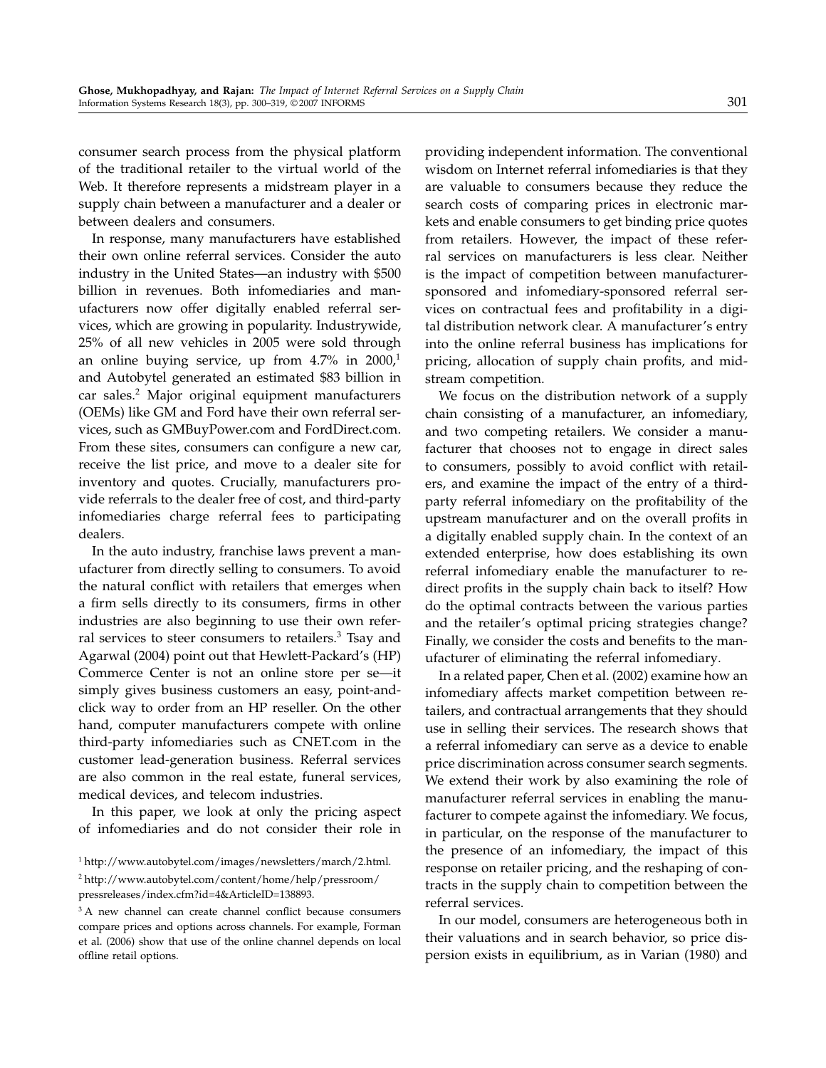consumer search process from the physical platform of the traditional retailer to the virtual world of the Web. It therefore represents a midstream player in a supply chain between a manufacturer and a dealer or between dealers and consumers.

In response, many manufacturers have established their own online referral services. Consider the auto industry in the United States—an industry with \$500 billion in revenues. Both infomediaries and manufacturers now offer digitally enabled referral services, which are growing in popularity. Industrywide, 25% of all new vehicles in 2005 were sold through an online buying service, up from 4.7% in 2000,[1] and Autobytel generated an estimated \$83 billion in car sales.[2] Major original equipment manufacturers (OEMs) like GM and Ford have their own referral services, such as GMBuyPower.com and FordDirect.com. From these sites, consumers can configure a new car, receive the list price, and move to a dealer site for inventory and quotes. Crucially, manufacturers provide referrals to the dealer free of cost, and third-party infomediaries charge referral fees to participating dealers.

In the auto industry, franchise laws prevent a manufacturer from directly selling to consumers. To avoid the natural conflict with retailers that emerges when a firm sells directly to its consumers, firms in other industries are also beginning to use their own referral services to steer consumers to retailers.[3] Tsay and Agarwal (2004) point out that Hewlett-Packard's (HP) Commerce Center is not an online store per se—it simply gives business customers an easy, point-and-click way to order from an HP reseller. On the other hand, computer manufacturers compete with online third-party infomediaries such as CNET.com in the customer lead-generation business. Referral services are also common in the real estate, funeral services, medical devices, and telecom industries.

In this paper, we look at only the pricing aspect of infomediaries and do not consider their role in providing independent information. The conventional wisdom on Internet referral infomediaries is that they are valuable to consumers because they reduce the search costs of comparing prices in electronic markets and enable consumers to get binding price quotes from retailers. However, the impact of these referral services on manufacturers is less clear. Neither is the impact of competition between manufacturer-sponsored and infomediary-sponsored referral services on contractual fees and profitability in a digital distribution network clear. A manufacturer's entry into the online referral business has implications for pricing, allocation of supply chain profits, and midstream competition.

We focus on the distribution network of a supply chain consisting of a manufacturer, an infomediary, and two competing retailers. We consider a manufacturer that chooses not to engage in direct sales to consumers, possibly to avoid conflict with retailers, and examine the impact of the entry of a third-party referral infomediary on the profitability of the upstream manufacturer and on the overall profits in a digitally enabled supply chain. In the context of an extended enterprise, how does establishing its own referral infomediary enable the manufacturer to redirect profits in the supply chain back to itself? How do the optimal contracts between the various parties and the retailer's optimal pricing strategies change? Finally, we consider the costs and benefits to the manufacturer of eliminating the referral infomediary.

In a related paper, Chen et al. (2002) examine how an infomediary affects market competition between retailers, and contractual arrangements that they should use in selling their services. The research shows that a referral infomediary can serve as a device to enable price discrimination across consumer search segments. We extend their work by also examining the role of manufacturer referral services in enabling the manufacturer to compete against the infomediary. We focus, in particular, on the response of the manufacturer to the presence of an infomediary, the impact of this response on retailer pricing, and the reshaping of contracts in the supply chain to competition between the referral services.

In our model, consumers are heterogeneous both in their valuations and in search behavior, so price dispersion exists in equilibrium, as in Varian (1980) and

[1] http://www.autobytel.com/images/newsletters/march/2.html.

[2] http://www.autobytel.com/content/home/help/pressroom/pressreleases/index.cfm?id=4&ArticleID=138893.

[3] A new channel can create channel conflict because consumers compare prices and options across channels. For example, Forman et al. (2006) show that use of the online channel depends on local offline retail options.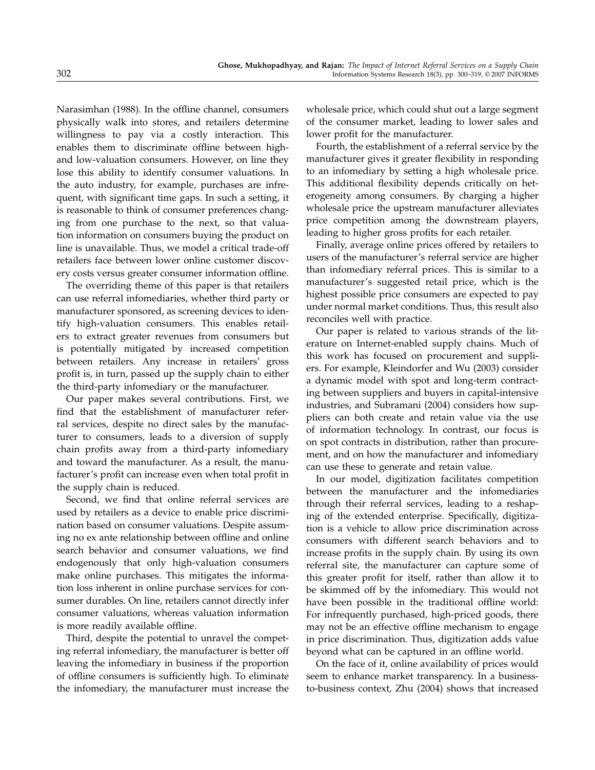Narasimhan (1988). In the offline channel, consumers physically walk into stores, and retailers determine willingness to pay via a costly interaction. This enables them to discriminate offline between high- and low-valuation consumers. However, on line they lose this ability to identify consumer valuations. In the auto industry, for example, purchases are infrequent, with significant time gaps. In such a setting, it is reasonable to think of consumer preferences changing from one purchase to the next, so that valuation information on consumers buying the product on line is unavailable. Thus, we model a critical trade-off retailers face between lower online customer discovery costs versus greater consumer information offline.

The overriding theme of this paper is that retailers can use referral infomediaries, whether third party or manufacturer sponsored, as screening devices to identify high-valuation consumers. This enables retailers to extract greater revenues from consumers but is potentially mitigated by increased competition between retailers. Any increase in retailers' gross profit is, in turn, passed up the supply chain to either the third-party infomediary or the manufacturer.

Our paper makes several contributions. First, we find that the establishment of manufacturer referral services, despite no direct sales by the manufacturer to consumers, leads to a diversion of supply chain profits away from a third-party infomediary and toward the manufacturer. As a result, the manufacturer's profit can increase even when total profit in the supply chain is reduced.

Second, we find that online referral services are used by retailers as a device to enable price discrimination based on consumer valuations. Despite assuming no ex ante relationship between offline and online search behavior and consumer valuations, we find endogenously that only high-valuation consumers make online purchases. This mitigates the information loss inherent in online purchase services for consumer durables. On line, retailers cannot directly infer consumer valuations, whereas valuation information is more readily available offline.

Third, despite the potential to unravel the competing referral infomediary, the manufacturer is better off leaving the infomediary in business if the proportion of offline consumers is sufficiently high. To eliminate the infomediary, the manufacturer must increase the wholesale price, which could shut out a large segment of the consumer market, leading to lower sales and lower profit for the manufacturer.

Fourth, the establishment of a referral service by the manufacturer gives it greater flexibility in responding to an infomediary by setting a high wholesale price. This additional flexibility depends critically on heterogeneity among consumers. By charging a higher wholesale price the upstream manufacturer alleviates price competition among the downstream players, leading to higher gross profits for each retailer.

Finally, average online prices offered by retailers to users of the manufacturer's referral service are higher than infomediary referral prices. This is similar to a manufacturer's suggested retail price, which is the highest possible price consumers are expected to pay under normal market conditions. Thus, this result also reconciles well with practice.

Our paper is related to various strands of the literature on Internet-enabled supply chains. Much of this work has focused on procurement and suppliers. For example, Kleindorfer and Wu (2003) consider a dynamic model with spot and long-term contracting between suppliers and buyers in capital-intensive industries, and Subramani (2004) considers how suppliers can both create and retain value via the use of information technology. In contrast, our focus is on spot contracts in distribution, rather than procurement, and on how the manufacturer and infomediary can use these to generate and retain value.

In our model, digitization facilitates competition between the manufacturer and the infomediaries through their referral services, leading to a reshaping of the extended enterprise. Specifically, digitization is a vehicle to allow price discrimination across consumers with different search behaviors and to increase profits in the supply chain. By using its own referral site, the manufacturer can capture some of this greater profit for itself, rather than allow it to be skimmed off by the infomediary. This would not have been possible in the traditional offline world: For infrequently purchased, high-priced goods, there may not be an effective offline mechanism to engage in price discrimination. Thus, digitization adds value beyond what can be captured in an offline world.

On the face of it, online availability of prices would seem to enhance market transparency. In a business-to-business context, Zhu (2004) shows that increased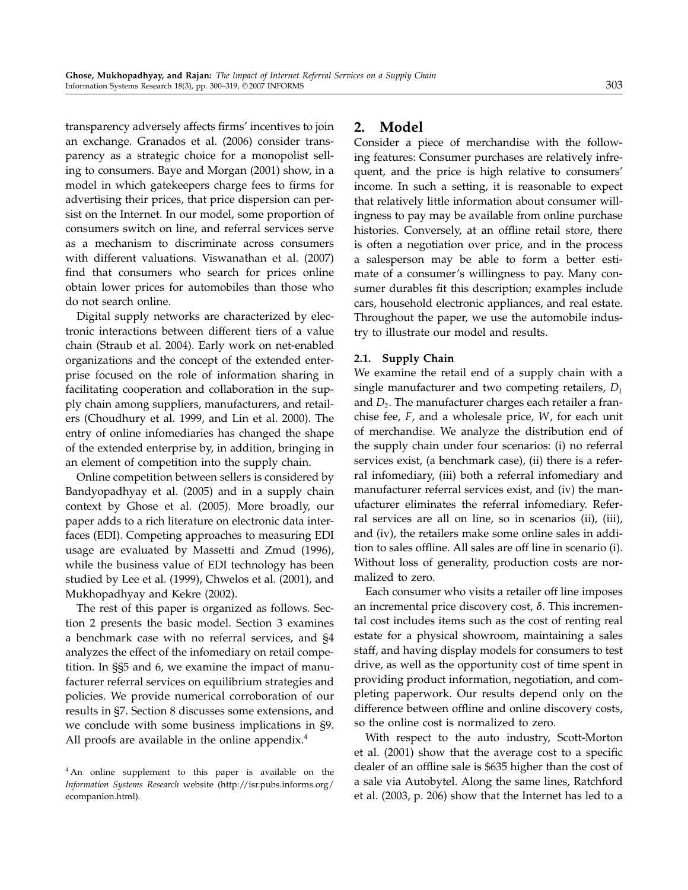transparency adversely affects firms' incentives to join an exchange. Granados et al. (2006) consider transparency as a strategic choice for a monopolist selling to consumers. Baye and Morgan (2001) show, in a model in which gatekeepers charge fees to firms for advertising their prices, that price dispersion can persist on the Internet. In our model, some proportion of consumers switch on line, and referral services serve as a mechanism to discriminate across consumers with different valuations. Viswanathan et al. (2007) find that consumers who search for prices online obtain lower prices for automobiles than those who do not search online.

Digital supply networks are characterized by electronic interactions between different tiers of a value chain (Straub et al. 2004). Early work on net-enabled organizations and the concept of the extended enterprise focused on the role of information sharing in facilitating cooperation and collaboration in the supply chain among suppliers, manufacturers, and retailers (Choudhury et al. 1999, and Lin et al. 2000). The entry of online infomediaries has changed the shape of the extended enterprise by, in addition, bringing in an element of competition into the supply chain.

Online competition between sellers is considered by Bandyopadhyay et al. (2005) and in a supply chain context by Ghose et al. (2005). More broadly, our paper adds to a rich literature on electronic data interfaces (EDI). Competing approaches to measuring EDI usage are evaluated by Massetti and Zmud (1996), while the business value of EDI technology has been studied by Lee et al. (1999), Chwelos et al. (2001), and Mukhopadhyay and Kekre (2002).

The rest of this paper is organized as follows. Section 2 presents the basic model. Section 3 examines a benchmark case with no referral services, and §4 analyzes the effect of the infomediary on retail competition. In §§5 and 6, we examine the impact of manufacturer referral services on equilibrium strategies and policies. We provide numerical corroboration of our results in §7. Section 8 discusses some extensions, and we conclude with some business implications in §9. All proofs are available in the online appendix.[4]

[4] An online supplement to this paper is available on the *Information Systems Research* website (http://isr.pubs.informs.org/ecompanion.html).

## 2. Model

Consider a piece of merchandise with the following features: Consumer purchases are relatively infrequent, and the price is high relative to consumers' income. In such a setting, it is reasonable to expect that relatively little information about consumer willingness to pay may be available from online purchase histories. Conversely, at an offline retail store, there is often a negotiation over price, and in the process a salesperson may be able to form a better estimate of a consumer's willingness to pay. Many consumer durables fit this description; examples include cars, household electronic appliances, and real estate. Throughout the paper, we use the automobile industry to illustrate our model and results.

### 2.1. Supply Chain

We examine the retail end of a supply chain with a single manufacturer and two competing retailers, $D_1$ and $D_2$. The manufacturer charges each retailer a franchise fee, $F$, and a wholesale price, $W$, for each unit of merchandise. We analyze the distribution end of the supply chain under four scenarios: (i) no referral services exist, (a benchmark case), (ii) there is a referral infomediary, (iii) both a referral infomediary and manufacturer referral services exist, and (iv) the manufacturer eliminates the referral infomediary. Referral services are all on line, so in scenarios (ii), (iii), and (iv), the retailers make some online sales in addition to sales offline. All sales are off line in scenario (i). Without loss of generality, production costs are normalized to zero.

Each consumer who visits a retailer off line imposes an incremental price discovery cost, $\delta$. This incremental cost includes items such as the cost of renting real estate for a physical showroom, maintaining a sales staff, and having display models for consumers to test drive, as well as the opportunity cost of time spent in providing product information, negotiation, and completing paperwork. Our results depend only on the difference between offline and online discovery costs, so the online cost is normalized to zero.

With respect to the auto industry, Scott-Morton et al. (2001) show that the average cost to a specific dealer of an offline sale is \$635 higher than the cost of a sale via Autobytel. Along the same lines, Ratchford et al. (2003, p. 206) show that the Internet has led to a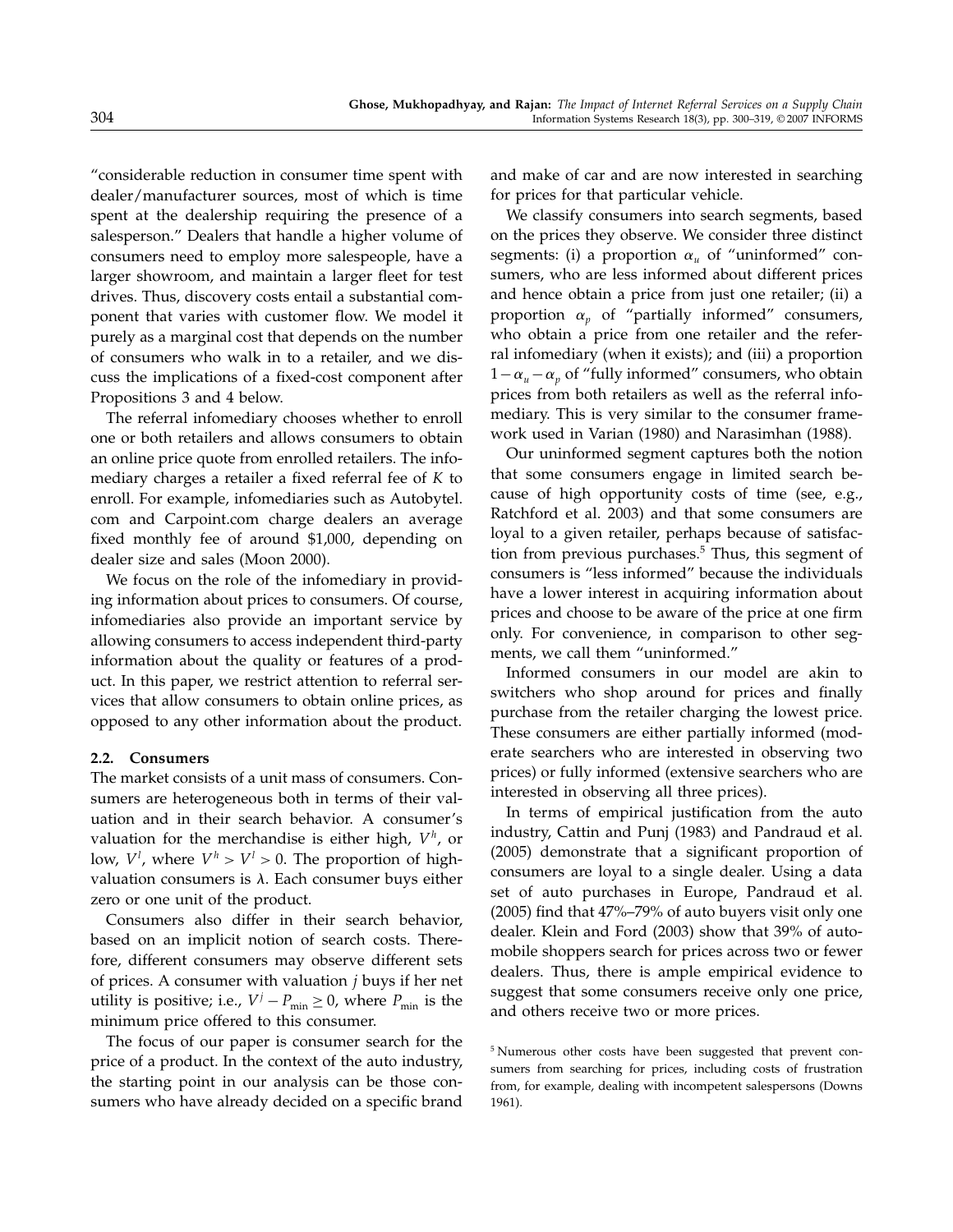"considerable reduction in consumer time spent with dealer/manufacturer sources, most of which is time spent at the dealership requiring the presence of a salesperson." Dealers that handle a higher volume of consumers need to employ more salespeople, have a larger showroom, and maintain a larger fleet for test drives. Thus, discovery costs entail a substantial component that varies with customer flow. We model it purely as a marginal cost that depends on the number of consumers who walk in to a retailer, and we discuss the implications of a fixed-cost component after Propositions 3 and 4 below.

The referral infomediary chooses whether to enroll one or both retailers and allows consumers to obtain an online price quote from enrolled retailers. The infomediary charges a retailer a fixed referral fee of $K$ to enroll. For example, infomediaries such as Autobytel.com and Carpoint.com charge dealers an average fixed monthly fee of around \$1,000, depending on dealer size and sales (Moon 2000).

We focus on the role of the infomediary in providing information about prices to consumers. Of course, infomediaries also provide an important service by allowing consumers to access independent third-party information about the quality or features of a product. In this paper, we restrict attention to referral services that allow consumers to obtain online prices, as opposed to any other information about the product.

### 2.2. Consumers

The market consists of a unit mass of consumers. Consumers are heterogeneous both in terms of their valuation and in their search behavior. A consumer's valuation for the merchandise is either high, $V^h$, or low, $V^l$, where $V^h > V^l > 0$. The proportion of high-valuation consumers is $\lambda$. Each consumer buys either zero or one unit of the product.

Consumers also differ in their search behavior, based on an implicit notion of search costs. Therefore, different consumers may observe different sets of prices. A consumer with valuation $j$ buys if her net utility is positive; i.e., $V^j - P_{\min} \geq 0$, where $P_{\min}$ is the minimum price offered to this consumer.

The focus of our paper is consumer search for the price of a product. In the context of the auto industry, the starting point in our analysis can be those consumers who have already decided on a specific brand and make of car and are now interested in searching for prices for that particular vehicle.

We classify consumers into search segments, based on the prices they observe. We consider three distinct segments: (i) a proportion $\alpha_u$ of "uninformed" consumers, who are less informed about different prices and hence obtain a price from just one retailer; (ii) a proportion $\alpha_p$ of "partially informed" consumers, who obtain a price from one retailer and the referral infomediary (when it exists); and (iii) a proportion $1 - \alpha_u - \alpha_p$ of "fully informed" consumers, who obtain prices from both retailers as well as the referral infomediary. This is very similar to the consumer framework used in Varian (1980) and Narasimhan (1988).

Our uninformed segment captures both the notion that some consumers engage in limited search because of high opportunity costs of time (see, e.g., Ratchford et al. 2003) and that some consumers are loyal to a given retailer, perhaps because of satisfaction from previous purchases.[5] Thus, this segment of consumers is "less informed" because the individuals have a lower interest in acquiring information about prices and choose to be aware of the price at one firm only. For convenience, in comparison to other segments, we call them "uninformed."

Informed consumers in our model are akin to switchers who shop around for prices and finally purchase from the retailer charging the lowest price. These consumers are either partially informed (moderate searchers who are interested in observing two prices) or fully informed (extensive searchers who are interested in observing all three prices).

In terms of empirical justification from the auto industry, Cattin and Punj (1983) and Pandraud et al. (2005) demonstrate that a significant proportion of consumers are loyal to a single dealer. Using a data set of auto purchases in Europe, Pandraud et al. (2005) find that 47%–79% of auto buyers visit only one dealer. Klein and Ford (2003) show that 39% of automobile shoppers search for prices across two or fewer dealers. Thus, there is ample empirical evidence to suggest that some consumers receive only one price, and others receive two or more prices.

[5] Numerous other costs have been suggested that prevent consumers from searching for prices, including costs of frustration from, for example, dealing with incompetent salespersons (Downs 1961).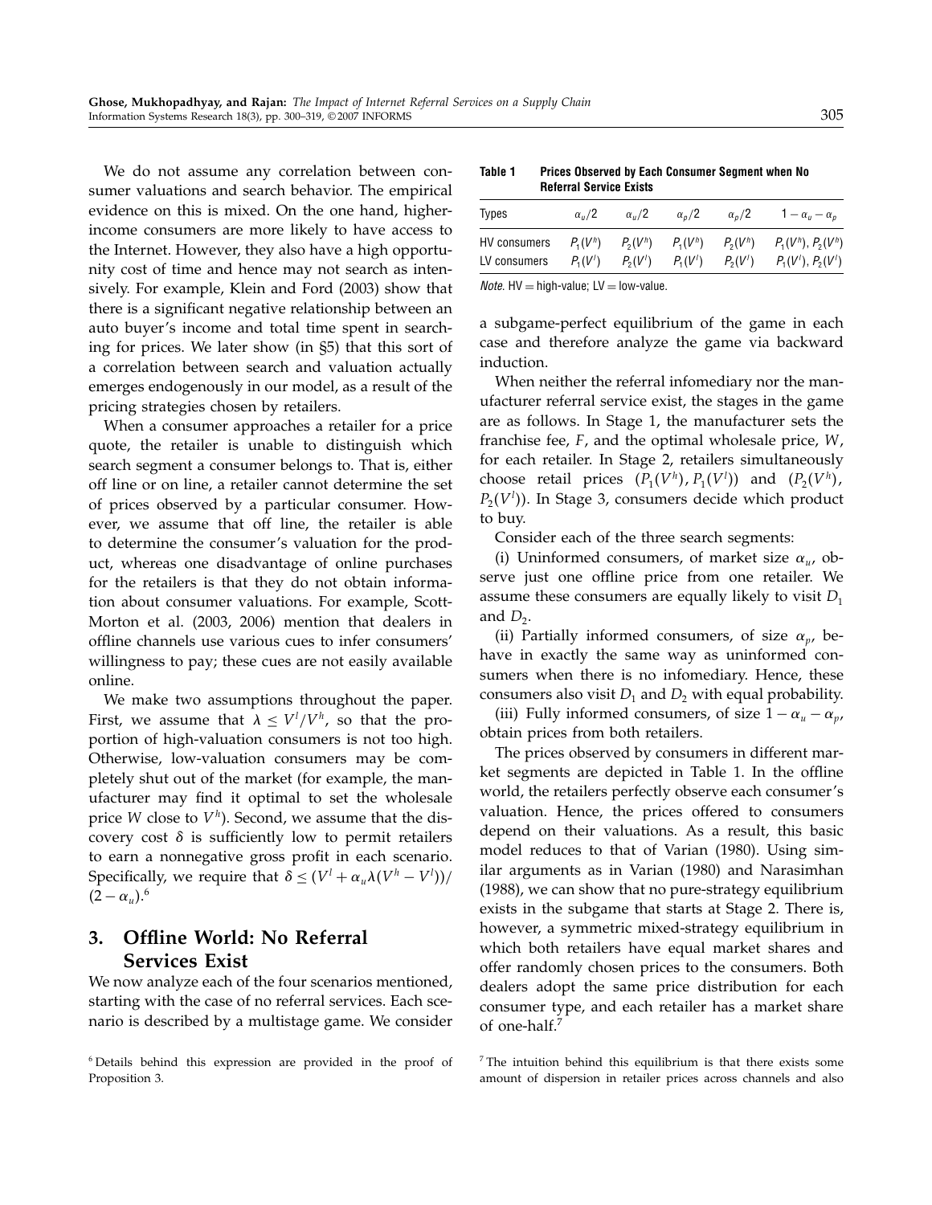We do not assume any correlation between consumer valuations and search behavior. The empirical evidence on this is mixed. On the one hand, higher-income consumers are more likely to have access to the Internet. However, they also have a high opportunity cost of time and hence may not search as intensively. For example, Klein and Ford (2003) show that there is a significant negative relationship between an auto buyer's income and total time spent in searching for prices. We later show (in §5) that this sort of a correlation between search and valuation actually emerges endogenously in our model, as a result of the pricing strategies chosen by retailers.

When a consumer approaches a retailer for a price quote, the retailer is unable to distinguish which search segment a consumer belongs to. That is, either off line or on line, a retailer cannot determine the set of prices observed by a particular consumer. However, we assume that off line, the retailer is able to determine the consumer's valuation for the product, whereas one disadvantage of online purchases for the retailers is that they do not obtain information about consumer valuations. For example, Scott-Morton et al. (2003, 2006) mention that dealers in offline channels use various cues to infer consumers' willingness to pay; these cues are not easily available online.

We make two assumptions throughout the paper. First, we assume that $\lambda \leq V^l/V^h$, so that the proportion of high-valuation consumers is not too high. Otherwise, low-valuation consumers may be completely shut out of the market (for example, the manufacturer may find it optimal to set the wholesale price $W$ close to $V^h$). Second, we assume that the discovery cost $\delta$ is sufficiently low to permit retailers to earn a nonnegative gross profit in each scenario. Specifically, we require that $\delta \leq (V^l + \alpha_u \lambda (V^h - V^l))/(2 - \alpha_u)$.[6]

## 3. Offline World: No Referral Services Exist

We now analyze each of the four scenarios mentioned, starting with the case of no referral services. Each scenario is described by a multistage game. We consider a subgame-perfect equilibrium of the game in each case and therefore analyze the game via backward induction.

**Table 1** Prices Observed by Each Consumer Segment when No Referral Service Exists

| Types | $\alpha_u/2$ | $\alpha_u/2$ | $\alpha_p/2$ | $\alpha_p/2$ | $1-\alpha_u-\alpha_p$ |
|---|---|---|---|---|---|
| HV consumers | $P_1(V^h)$ | $P_2(V^h)$ | $P_1(V^h)$ | $P_2(V^h)$ | $P_1(V^h)$, $P_2(V^h)$ |
| LV consumers | $P_1(V^l)$ | $P_2(V^l)$ | $P_1(V^l)$ | $P_2(V^l)$ | $P_1(V^l)$, $P_2(V^l)$ |

*Note.* HV = high-value; LV = low-value.

When neither the referral infomediary nor the manufacturer referral service exist, the stages in the game are as follows. In Stage 1, the manufacturer sets the franchise fee, $F$, and the optimal wholesale price, $W$, for each retailer. In Stage 2, retailers simultaneously choose retail prices $(P_1(V^h), P_1(V^l))$ and $(P_2(V^h), P_2(V^l))$. In Stage 3, consumers decide which product to buy.

Consider each of the three search segments:

(i) Uninformed consumers, of market size $\alpha_u$, observe just one offline price from one retailer. We assume these consumers are equally likely to visit $D_1$ and $D_2$.

(ii) Partially informed consumers, of size $\alpha_p$, behave in exactly the same way as uninformed consumers when there is no infomediary. Hence, these consumers also visit $D_1$ and $D_2$ with equal probability.

(iii) Fully informed consumers, of size $1-\alpha_u-\alpha_p$, obtain prices from both retailers.

The prices observed by consumers in different market segments are depicted in Table 1. In the offline world, the retailers perfectly observe each consumer's valuation. Hence, the prices offered to consumers depend on their valuations. As a result, this basic model reduces to that of Varian (1980). Using similar arguments as in Varian (1980) and Narasimhan (1988), we can show that no pure-strategy equilibrium exists in the subgame that starts at Stage 2. There is, however, a symmetric mixed-strategy equilibrium in which both retailers have equal market shares and offer randomly chosen prices to the consumers. Both dealers adopt the same price distribution for each consumer type, and each retailer has a market share of one-half.[7]

[6] Details behind this expression are provided in the proof of Proposition 3.

[7] The intuition behind this equilibrium is that there exists some amount of dispersion in retailer prices across channels and also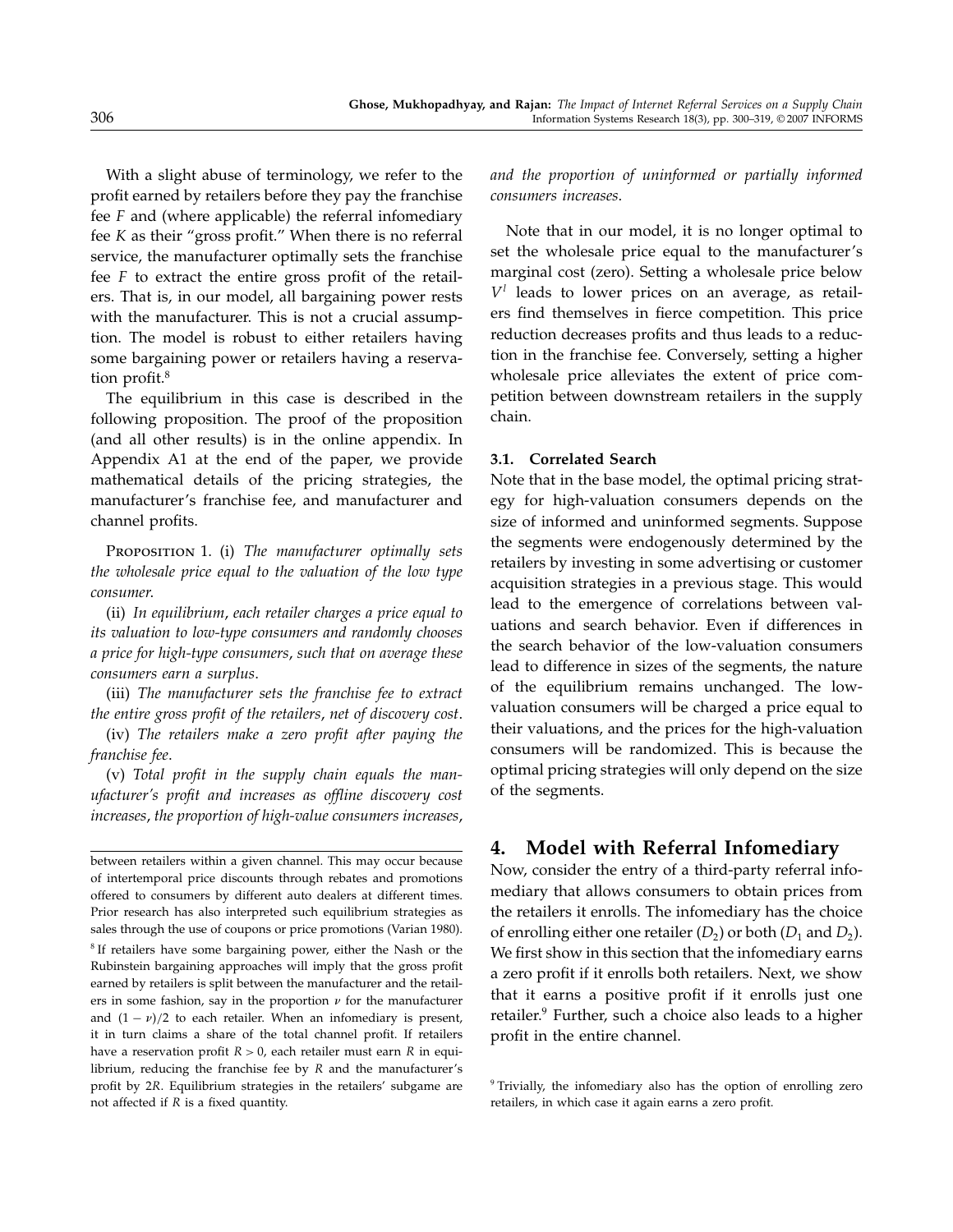With a slight abuse of terminology, we refer to the profit earned by retailers before they pay the franchise fee $F$ and (where applicable) the referral infomediary fee $K$ as their "gross profit." When there is no referral service, the manufacturer optimally sets the franchise fee $F$ to extract the entire gross profit of the retailers. That is, in our model, all bargaining power rests with the manufacturer. This is not a crucial assumption. The model is robust to either retailers having some bargaining power or retailers having a reservation profit.[8]

The equilibrium in this case is described in the following proposition. The proof of the proposition (and all other results) is in the online appendix. In Appendix A1 at the end of the paper, we provide mathematical details of the pricing strategies, the manufacturer's franchise fee, and manufacturer and channel profits.

Proposition 1. (i) *The manufacturer optimally sets the wholesale price equal to the valuation of the low type consumer.*

(ii) *In equilibrium, each retailer charges a price equal to its valuation to low-type consumers and randomly chooses a price for high-type consumers, such that on average these consumers earn a surplus.*

(iii) *The manufacturer sets the franchise fee to extract the entire gross profit of the retailers, net of discovery cost.*

(iv) *The retailers make a zero profit after paying the franchise fee.*

(v) *Total profit in the supply chain equals the manufacturer's profit and increases as offline discovery cost increases, the proportion of high-value consumers increases, and the proportion of uninformed or partially informed consumers increases.*

Note that in our model, it is no longer optimal to set the wholesale price equal to the manufacturer's marginal cost (zero). Setting a wholesale price below $V^l$ leads to lower prices on an average, as retailers find themselves in fierce competition. This price reduction decreases profits and thus leads to a reduction in the franchise fee. Conversely, setting a higher wholesale price alleviates the extent of price competition between downstream retailers in the supply chain.

### 3.1. Correlated Search

Note that in the base model, the optimal pricing strategy for high-valuation consumers depends on the size of informed and uninformed segments. Suppose the segments were endogenously determined by the retailers by investing in some advertising or customer acquisition strategies in a previous stage. This would lead to the emergence of correlations between valuations and search behavior. Even if differences in the search behavior of the low-valuation consumers lead to difference in sizes of the segments, the nature of the equilibrium remains unchanged. The low-valuation consumers will be charged a price equal to their valuations, and the prices for the high-valuation consumers will be randomized. This is because the optimal pricing strategies will only depend on the size of the segments.

## 4. Model with Referral Infomediary

Now, consider the entry of a third-party referral infomediary that allows consumers to obtain prices from the retailers it enrolls. The infomediary has the choice of enrolling either one retailer ($D_2$) or both ($D_1$ and $D_2$). We first show in this section that the infomediary earns a zero profit if it enrolls both retailers. Next, we show that it earns a positive profit if it enrolls just one retailer.[9] Further, such a choice also leads to a higher profit in the entire channel.

---

between retailers within a given channel. This may occur because of intertemporal price discounts through rebates and promotions offered to consumers by different auto dealers at different times. Prior research has also interpreted such equilibrium strategies as sales through the use of coupons or price promotions (Varian 1980).

[8] If retailers have some bargaining power, either the Nash or the Rubinstein bargaining approaches will imply that the gross profit earned by retailers is split between the manufacturer and the retailers in some fashion, say in the proportion $\nu$ for the manufacturer and $(1-\nu)/2$ to each retailer. When an infomediary is present, it in turn claims a share of the total channel profit. If retailers have a reservation profit $R > 0$, each retailer must earn $R$ in equilibrium, reducing the franchise fee by $R$ and the manufacturer's profit by $2R$. Equilibrium strategies in the retailers' subgame are not affected if $R$ is a fixed quantity.

[9] Trivially, the infomediary also has the option of enrolling zero retailers, in which case it again earns a zero profit.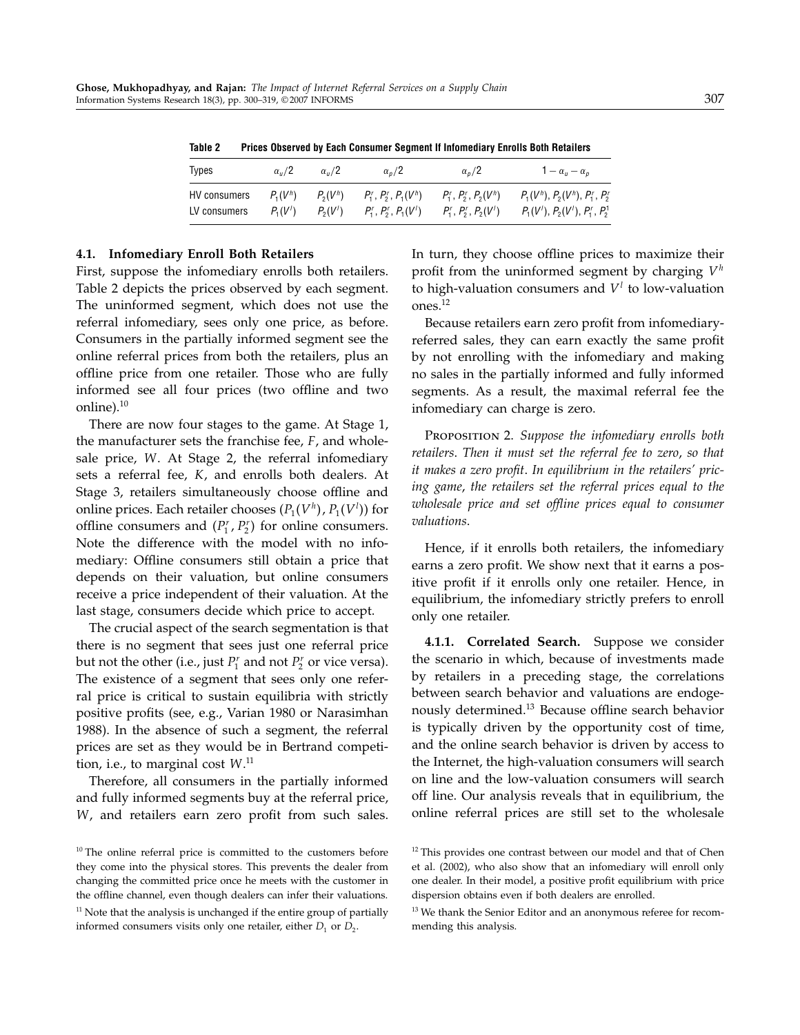**Table 2 Prices Observed by Each Consumer Segment If Infomediary Enrolls Both Retailers**

| Types | $\alpha_u/2$ | $\alpha_u/2$ | $\alpha_p/2$ | $\alpha_p/2$ | $1-\alpha_u-\alpha_p$ |
|---|---|---|---|---|---|
| HV consumers | $P_1(V^h)$ | $P_2(V^h)$ | $P_1^r, P_2^r, P_1(V^h)$ | $P_1^r, P_2^r, P_2(V^h)$ | $P_1(V^h), P_2(V^h), P_1^r, P_2^r$ |
| LV consumers | $P_1(V^l)$ | $P_2(V^l)$ | $P_1^r, P_2^r, P_1(V^l)$ | $P_1^r, P_2^r, P_2(V^l)$ | $P_1(V^l), P_2(V^l), P_1^r, P_2^1$ |

### 4.1. Infomediary Enroll Both Retailers

First, suppose the infomediary enrolls both retailers. Table 2 depicts the prices observed by each segment. The uninformed segment, which does not use the referral infomediary, sees only one price, as before. Consumers in the partially informed segment see the online referral prices from both the retailers, plus an offline price from one retailer. Those who are fully informed see all four prices (two offline and two online).[10]

There are now four stages to the game. At Stage 1, the manufacturer sets the franchise fee, $F$, and wholesale price, $W$. At Stage 2, the referral infomediary sets a referral fee, $K$, and enrolls both dealers. At Stage 3, retailers simultaneously choose offline and online prices. Each retailer chooses $(P_1(V^h), P_1(V^l))$ for offline consumers and $(P_1^r, P_2^r)$ for online consumers. Note the difference with the model with no infomediary: Offline consumers still obtain a price that depends on their valuation, but online consumers receive a price independent of their valuation. At the last stage, consumers decide which price to accept.

The crucial aspect of the search segmentation is that there is no segment that sees just one referral price but not the other (i.e., just $P_1^r$ and not $P_2^r$ or vice versa). The existence of a segment that sees only one referral price is critical to sustain equilibria with strictly positive profits (see, e.g., Varian 1980 or Narasimhan 1988). In the absence of such a segment, the referral prices are set as they would be in Bertrand competition, i.e., to marginal cost $W$.[11]

Therefore, all consumers in the partially informed and fully informed segments buy at the referral price, $W$, and retailers earn zero profit from such sales. In turn, they choose offline prices to maximize their profit from the uninformed segment by charging $V^h$ to high-valuation consumers and $V^l$ to low-valuation ones.[12]

Because retailers earn zero profit from infomediary-referred sales, they can earn exactly the same profit by not enrolling with the infomediary and making no sales in the partially informed and fully informed segments. As a result, the maximal referral fee the infomediary can charge is zero.

Proposition 2. *Suppose the infomediary enrolls both retailers. Then it must set the referral fee to zero, so that it makes a zero profit. In equilibrium in the retailers' pricing game, the retailers set the referral prices equal to the wholesale price and set offline prices equal to consumer valuations.*

Hence, if it enrolls both retailers, the infomediary earns a zero profit. We show next that it earns a positive profit if it enrolls only one retailer. Hence, in equilibrium, the infomediary strictly prefers to enroll only one retailer.

**4.1.1. Correlated Search.** Suppose we consider the scenario in which, because of investments made by retailers in a preceding stage, the correlations between search behavior and valuations are endogenously determined.[13] Because offline search behavior is typically driven by the opportunity cost of time, and the online search behavior is driven by access to the Internet, the high-valuation consumers will search on line and the low-valuation consumers will search off line. Our analysis reveals that in equilibrium, the online referral prices are still set to the wholesale

[10] The online referral price is committed to the customers before they come into the physical stores. This prevents the dealer from changing the committed price once he meets with the customer in the offline channel, even though dealers can infer their valuations.

[11] Note that the analysis is unchanged if the entire group of partially informed consumers visits only one retailer, either $D_1$ or $D_2$.

[12] This provides one contrast between our model and that of Chen et al. (2002), who also show that an infomediary will enroll only one dealer. In their model, a positive profit equilibrium with price dispersion obtains even if both dealers are enrolled.

[13] We thank the Senior Editor and an anonymous referee for recommending this analysis.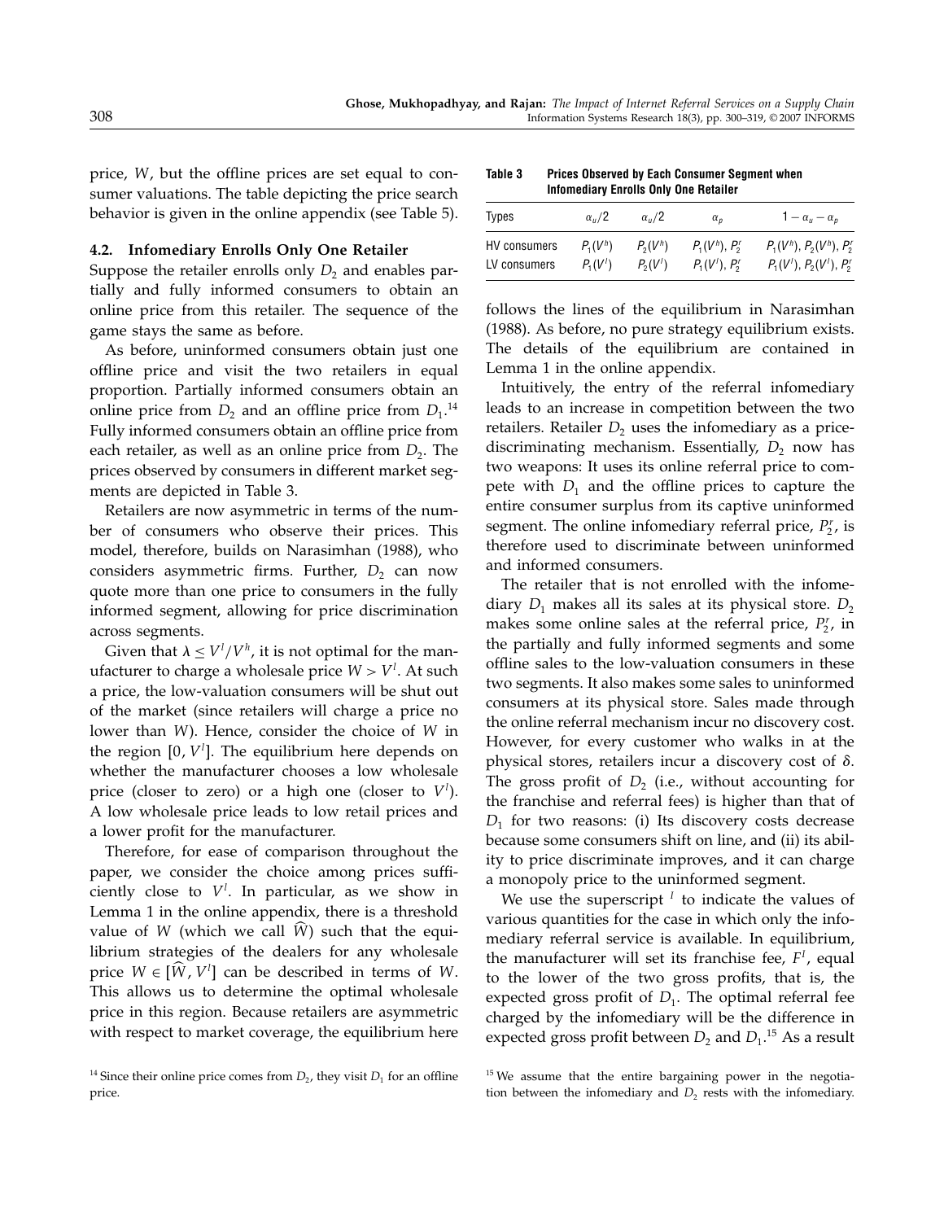price, $W$, but the offline prices are set equal to consumer valuations. The table depicting the price search behavior is given in the online appendix (see Table 5).

### 4.2. Infomediary Enrolls Only One Retailer

Suppose the retailer enrolls only $D_2$ and enables partially and fully informed consumers to obtain an online price from this retailer. The sequence of the game stays the same as before.

As before, uninformed consumers obtain just one offline price and visit the two retailers in equal proportion. Partially informed consumers obtain an online price from $D_2$ and an offline price from $D_1$.[14] Fully informed consumers obtain an offline price from each retailer, as well as an online price from $D_2$. The prices observed by consumers in different market segments are depicted in Table 3.

Retailers are now asymmetric in terms of the number of consumers who observe their prices. This model, therefore, builds on Narasimhan (1988), who considers asymmetric firms. Further, $D_2$ can now quote more than one price to consumers in the fully informed segment, allowing for price discrimination across segments.

Given that $\lambda \leq V^l/V^h$, it is not optimal for the manufacturer to charge a wholesale price $W > V^l$. At such a price, the low-valuation consumers will be shut out of the market (since retailers will charge a price no lower than $W$). Hence, consider the choice of $W$ in the region $[0, V^l]$. The equilibrium here depends on whether the manufacturer chooses a low wholesale price (closer to zero) or a high one (closer to $V^l$). A low wholesale price leads to low retail prices and a lower profit for the manufacturer.

Therefore, for ease of comparison throughout the paper, we consider the choice among prices sufficiently close to $V^l$. In particular, as we show in Lemma 1 in the online appendix, there is a threshold value of $W$ (which we call $\widehat{W}$) such that the equilibrium strategies of the dealers for any wholesale price $W \in [\widehat{W}, V^l]$ can be described in terms of $W$. This allows us to determine the optimal wholesale price in this region. Because retailers are asymmetric with respect to market coverage, the equilibrium here follows the lines of the equilibrium in Narasimhan (1988). As before, no pure strategy equilibrium exists. The details of the equilibrium are contained in Lemma 1 in the online appendix.

**Table 3** Prices Observed by Each Consumer Segment when Infomediary Enrolls Only One Retailer

| Types | $\alpha_u/2$ | $\alpha_u/2$ | $\alpha_p$ | $1-\alpha_u-\alpha_p$ |
|---|---|---|---|---|
| HV consumers | $P_1(V^h)$ | $P_2(V^h)$ | $P_1(V^h)$, $P_2^r$ | $P_1(V^h)$, $P_2(V^h)$, $P_2^r$ |
| LV consumers | $P_1(V^l)$ | $P_2(V^l)$ | $P_1(V^l)$, $P_2^r$ | $P_1(V^l)$, $P_2(V^l)$, $P_2^r$ |

Intuitively, the entry of the referral infomediary leads to an increase in competition between the two retailers. Retailer $D_2$ uses the infomediary as a price-discriminating mechanism. Essentially, $D_2$ now has two weapons: It uses its online referral price to compete with $D_1$ and the offline prices to capture the entire consumer surplus from its captive uninformed segment. The online infomediary referral price, $P_2^r$, is therefore used to discriminate between uninformed and informed consumers.

The retailer that is not enrolled with the infomediary $D_1$ makes all its sales at its physical store. $D_2$ makes some online sales at the referral price, $P_2^r$, in the partially and fully informed segments and some offline sales to the low-valuation consumers in these two segments. It also makes some sales to uninformed consumers at its physical store. Sales made through the online referral mechanism incur no discovery cost. However, for every customer who walks in at the physical stores, retailers incur a discovery cost of $\delta$. The gross profit of $D_2$ (i.e., without accounting for the franchise and referral fees) is higher than that of $D_1$ for two reasons: (i) Its discovery costs decrease because some consumers shift on line, and (ii) its ability to price discriminate improves, and it can charge a monopoly price to the uninformed segment.

We use the superscript $^I$ to indicate the values of various quantities for the case in which only the infomediary referral service is available. In equilibrium, the manufacturer will set its franchise fee, $F^I$, equal to the lower of the two gross profits, that is, the expected gross profit of $D_1$. The optimal referral fee charged by the infomediary will be the difference in expected gross profit between $D_2$ and $D_1$.[15] As a result

[14] Since their online price comes from $D_2$, they visit $D_1$ for an offline price.

[15] We assume that the entire bargaining power in the negotiation between the infomediary and $D_2$ rests with the infomediary.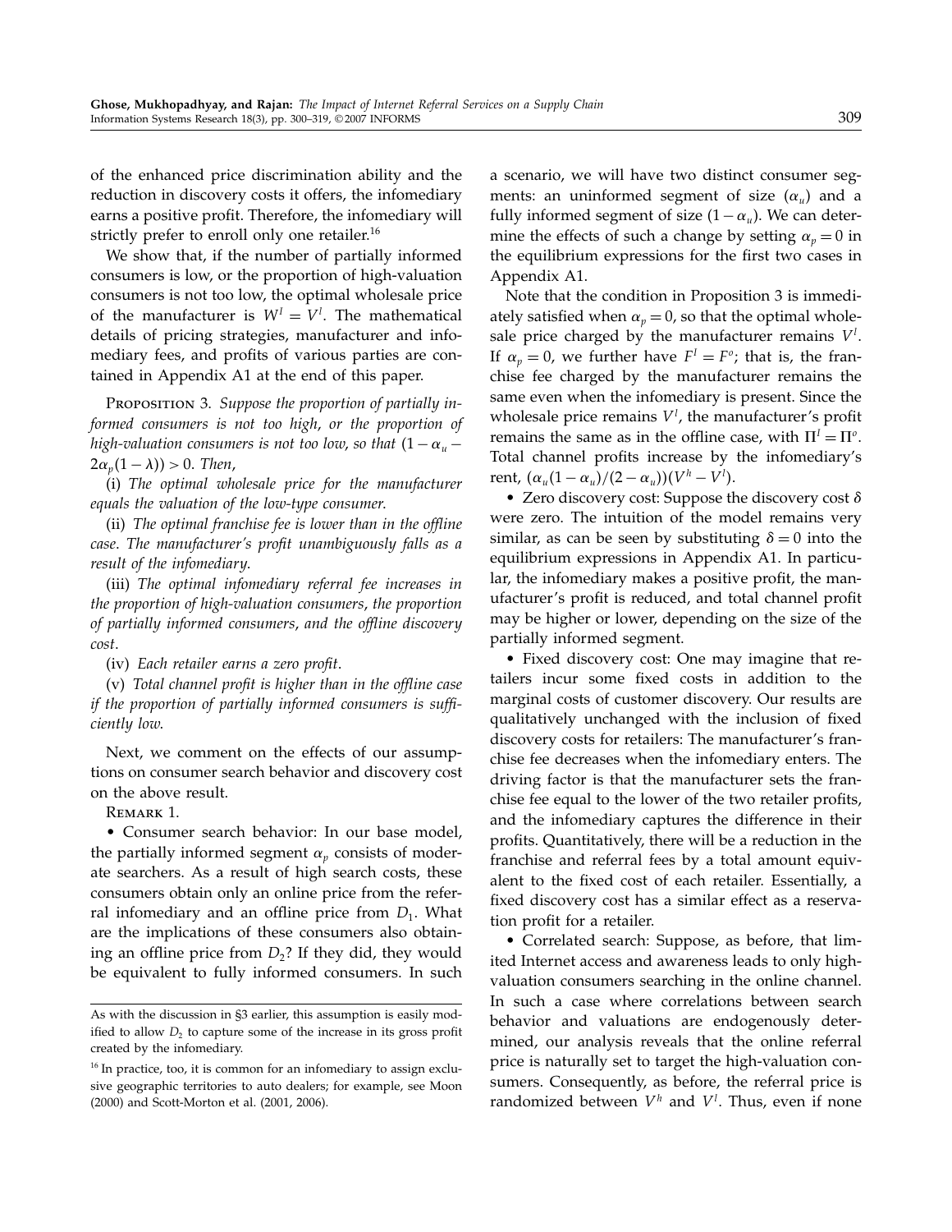of the enhanced price discrimination ability and the reduction in discovery costs it offers, the infomediary earns a positive profit. Therefore, the infomediary will strictly prefer to enroll only one retailer.[16]

We show that, if the number of partially informed consumers is low, or the proportion of high-valuation consumers is not too low, the optimal wholesale price of the manufacturer is $W^I = V^l$. The mathematical details of pricing strategies, manufacturer and infomediary fees, and profits of various parties are contained in Appendix A1 at the end of this paper.

Proposition 3. *Suppose the proportion of partially informed consumers is not too high, or the proportion of high-valuation consumers is not too low, so that $(1 - \alpha_u - 2\alpha_p(1 - \lambda)) > 0$. Then,*

(i) *The optimal wholesale price for the manufacturer equals the valuation of the low-type consumer.*

(ii) *The optimal franchise fee is lower than in the offline case. The manufacturer's profit unambiguously falls as a result of the infomediary.*

(iii) *The optimal infomediary referral fee increases in the proportion of high-valuation consumers, the proportion of partially informed consumers, and the offline discovery cost.*

(iv) *Each retailer earns a zero profit.*

(v) *Total channel profit is higher than in the offline case if the proportion of partially informed consumers is sufficiently low.*

Next, we comment on the effects of our assumptions on consumer search behavior and discovery cost on the above result.

Remark 1.

- Consumer search behavior: In our base model, the partially informed segment $\alpha_p$ consists of moderate searchers. As a result of high search costs, these consumers obtain only an online price from the referral infomediary and an offline price from $D_1$. What are the implications of these consumers also obtaining an offline price from $D_2$? If they did, they would be equivalent to fully informed consumers. In such a scenario, we will have two distinct consumer segments: an uninformed segment of size $(\alpha_u)$ and a fully informed segment of size $(1 - \alpha_u)$. We can determine the effects of such a change by setting $\alpha_p = 0$ in the equilibrium expressions for the first two cases in Appendix A1.

Note that the condition in Proposition 3 is immediately satisfied when $\alpha_p = 0$, so that the optimal wholesale price charged by the manufacturer remains $V^l$. If $\alpha_p = 0$, we further have $F^I = F^o$; that is, the franchise fee charged by the manufacturer remains the same even when the infomediary is present. Since the wholesale price remains $V^l$, the manufacturer's profit remains the same as in the offline case, with $\Pi^I = \Pi^o$. Total channel profits increase by the infomediary's rent, $(\alpha_u(1 - \alpha_u)/(2 - \alpha_u))(V^h - V^l)$.

- Zero discovery cost: Suppose the discovery cost $\delta$ were zero. The intuition of the model remains very similar, as can be seen by substituting $\delta = 0$ into the equilibrium expressions in Appendix A1. In particular, the infomediary makes a positive profit, the manufacturer's profit is reduced, and total channel profit may be higher or lower, depending on the size of the partially informed segment.

- Fixed discovery cost: One may imagine that retailers incur some fixed costs in addition to the marginal costs of customer discovery. Our results are qualitatively unchanged with the inclusion of fixed discovery costs for retailers: The manufacturer's franchise fee decreases when the infomediary enters. The driving factor is that the manufacturer sets the franchise fee equal to the lower of the two retailer profits, and the infomediary captures the difference in their profits. Quantitatively, there will be a reduction in the franchise and referral fees by a total amount equivalent to the fixed cost of each retailer. Essentially, a fixed discovery cost has a similar effect as a reservation profit for a retailer.

- Correlated search: Suppose, as before, that limited Internet access and awareness leads to only high-valuation consumers searching in the online channel. In such a case where correlations between search behavior and valuations are endogenously determined, our analysis reveals that the online referral price is naturally set to target the high-valuation consumers. Consequently, as before, the referral price is randomized between $V^h$ and $V^l$. Thus, even if none

---

As with the discussion in §3 earlier, this assumption is easily modified to allow $D_2$ to capture some of the increase in its gross profit created by the infomediary.

[16] In practice, too, it is common for an infomediary to assign exclusive geographic territories to auto dealers; for example, see Moon (2000) and Scott-Morton et al. (2001, 2006).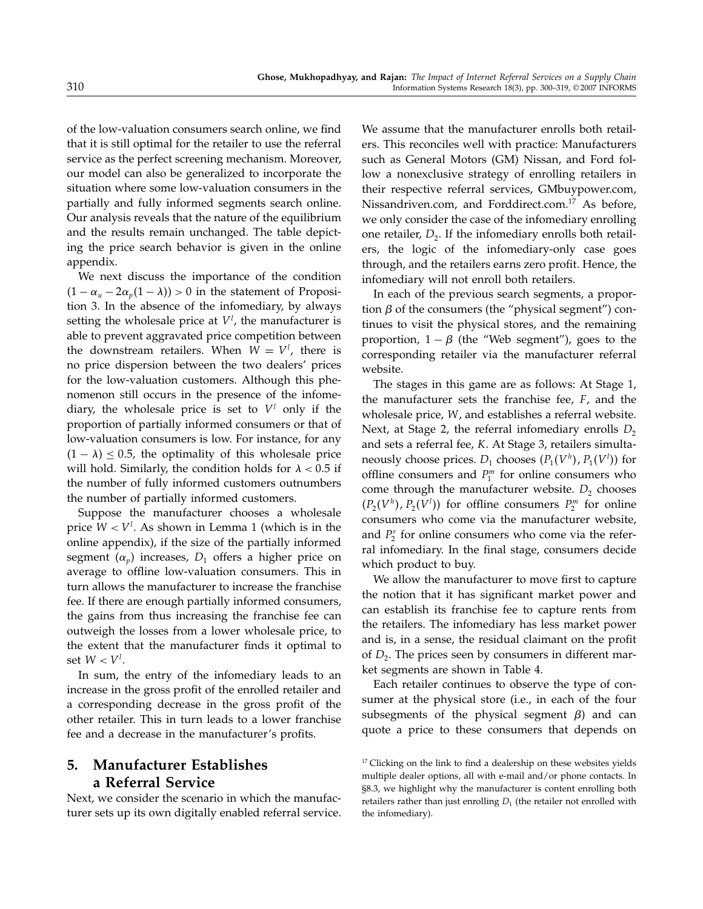of the low-valuation consumers search online, we find that it is still optimal for the retailer to use the referral service as the perfect screening mechanism. Moreover, our model can also be generalized to incorporate the situation where some low-valuation consumers in the partially and fully informed segments search online. Our analysis reveals that the nature of the equilibrium and the results remain unchanged. The table depicting the price search behavior is given in the online appendix.

We next discuss the importance of the condition $(1 - \alpha_u - 2\alpha_p(1 - \lambda)) > 0$ in the statement of Proposition 3. In the absence of the infomediary, by always setting the wholesale price at $V^l$, the manufacturer is able to prevent aggravated price competition between the downstream retailers. When $W = V^l$, there is no price dispersion between the two dealers' prices for the low-valuation customers. Although this phenomenon still occurs in the presence of the infomediary, the wholesale price is set to $V^l$ only if the proportion of partially informed consumers or that of low-valuation consumers is low. For instance, for any $(1 - \lambda) \leq 0.5$, the optimality of this wholesale price will hold. Similarly, the condition holds for $\lambda < 0.5$ if the number of fully informed customers outnumbers the number of partially informed customers.

Suppose the manufacturer chooses a wholesale price $W < V^l$. As shown in Lemma 1 (which is in the online appendix), if the size of the partially informed segment ($\alpha_p$) increases, $D_1$ offers a higher price on average to offline low-valuation consumers. This in turn allows the manufacturer to increase the franchise fee. If there are enough partially informed consumers, the gains from thus increasing the franchise fee can outweigh the losses from a lower wholesale price, to the extent that the manufacturer finds it optimal to set $W < V^l$.

In sum, the entry of the infomediary leads to an increase in the gross profit of the enrolled retailer and a corresponding decrease in the gross profit of the other retailer. This in turn leads to a lower franchise fee and a decrease in the manufacturer's profits.

## 5. Manufacturer Establishes a Referral Service

Next, we consider the scenario in which the manufacturer sets up its own digitally enabled referral service. We assume that the manufacturer enrolls both retailers. This reconciles well with practice: Manufacturers such as General Motors (GM) Nissan, and Ford follow a nonexclusive strategy of enrolling retailers in their respective referral services, GMbuypower.com, Nissandriven.com, and Forddirect.com.[17] As before, we only consider the case of the infomediary enrolling one retailer, $D_2$. If the infomediary enrolls both retailers, the logic of the infomediary-only case goes through, and the retailers earns zero profit. Hence, the infomediary will not enroll both retailers.

In each of the previous search segments, a proportion $\beta$ of the consumers (the "physical segment") continues to visit the physical stores, and the remaining proportion, $1 - \beta$ (the "Web segment"), goes to the corresponding retailer via the manufacturer referral website.

The stages in this game are as follows: At Stage 1, the manufacturer sets the franchise fee, $F$, and the wholesale price, $W$, and establishes a referral website. Next, at Stage 2, the referral infomediary enrolls $D_2$ and sets a referral fee, $K$. At Stage 3, retailers simultaneously choose prices. $D_1$ chooses $(P_1(V^h), P_1(V^l))$ for offline consumers and $P_1^m$ for online consumers who come through the manufacturer website. $D_2$ chooses $(P_2(V^h), P_2(V^l))$ for offline consumers $P_2^m$ for online consumers who come via the manufacturer website, and $P_2^r$ for online consumers who come via the referral infomediary. In the final stage, consumers decide which product to buy.

We allow the manufacturer to move first to capture the notion that it has significant market power and can establish its franchise fee to capture rents from the retailers. The infomediary has less market power and is, in a sense, the residual claimant on the profit of $D_2$. The prices seen by consumers in different market segments are shown in Table 4.

Each retailer continues to observe the type of consumer at the physical store (i.e., in each of the four subsegments of the physical segment $\beta$) and can quote a price to these consumers that depends on

[17] Clicking on the link to find a dealership on these websites yields multiple dealer options, all with e-mail and/or phone contacts. In §8.3, we highlight why the manufacturer is content enrolling both retailers rather than just enrolling $D_1$ (the retailer not enrolled with the infomediary).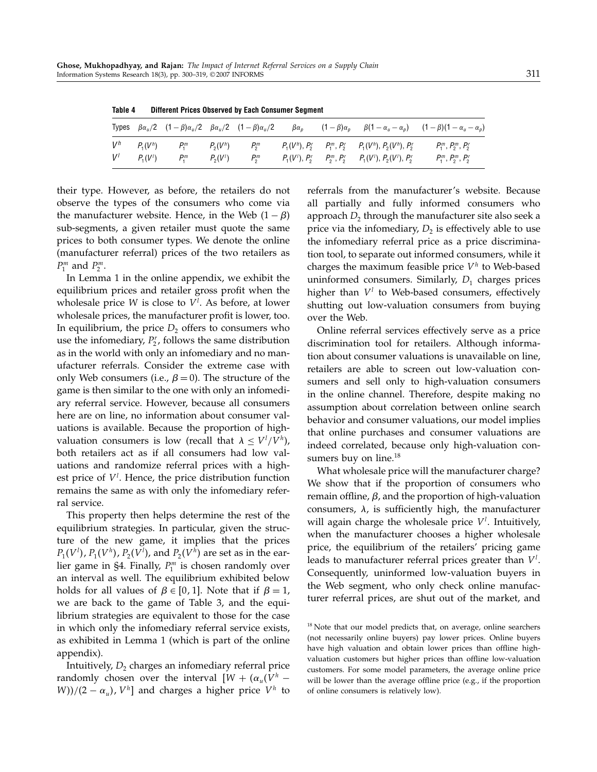**Table 4 Different Prices Observed by Each Consumer Segment**

| Types | $\beta\alpha_u/2$ | $(1-\beta)\alpha_u/2$ | $\beta\alpha_u/2$ | $(1-\beta)\alpha_u/2$ | $\beta\alpha_p$ | $(1-\beta)\alpha_p$ | $\beta(1-\alpha_u-\alpha_p)$ | $(1-\beta)(1-\alpha_u-\alpha_p)$ |
|---|---|---|---|---|---|---|---|---|
| $V^h$ | $P_1(V^h)$ | $P_1^m$ | $P_2(V^h)$ | $P_2^m$ | $P_1(V^h)$, $P_2^r$ | $P_1^m$, $P_2^r$ | $P_1(V^h)$, $P_2(V^h)$, $P_2^r$ | $P_1^m$, $P_2^m$, $P_2^r$ |
| $V^l$ | $P_1(V^l)$ | $P_1^m$ | $P_2(V^l)$ | $P_2^m$ | $P_1(V^l)$, $P_2^r$ | $P_2^m$, $P_2^r$ | $P_1(V^l)$, $P_2(V^l)$, $P_2^r$ | $P_1^m$, $P_2^m$, $P_2^r$ |

their type. However, as before, the retailers do not observe the types of the consumers who come via the manufacturer website. Hence, in the Web $(1-\beta)$ sub-segments, a given retailer must quote the same prices to both consumer types. We denote the online (manufacturer referral) prices of the two retailers as $P_1^m$ and $P_2^m$.

In Lemma 1 in the online appendix, we exhibit the equilibrium prices and retailer gross profit when the wholesale price $W$ is close to $V^l$. As before, at lower wholesale prices, the manufacturer profit is lower, too. In equilibrium, the price $D_2$ offers to consumers who use the infomediary, $P_2^r$, follows the same distribution as in the world with only an infomediary and no manufacturer referrals. Consider the extreme case with only Web consumers (i.e., $\beta = 0$). The structure of the game is then similar to the one with only an infomediary referral service. However, because all consumers here are on line, no information about consumer valuations is available. Because the proportion of high-valuation consumers is low (recall that $\lambda \leq V^l/V^h$), both retailers act as if all consumers had low valuations and randomize referral prices with a highest price of $V^l$. Hence, the price distribution function remains the same as with only the infomediary referral service.

This property then helps determine the rest of the equilibrium strategies. In particular, given the structure of the new game, it implies that the prices $P_1(V^l)$, $P_1(V^h)$, $P_2(V^l)$, and $P_2(V^h)$ are set as in the earlier game in §4. Finally, $P_1^m$ is chosen randomly over an interval as well. The equilibrium exhibited below holds for all values of $\beta \in [0, 1]$. Note that if $\beta = 1$, we are back to the game of Table 3, and the equilibrium strategies are equivalent to those for the case in which only the infomediary referral service exists, as exhibited in Lemma 1 (which is part of the online appendix).

Intuitively, $D_2$ charges an infomediary referral price randomly chosen over the interval $[W + (\alpha_u(V^h - W))/(2-\alpha_u), V^h]$ and charges a higher price $V^h$ to referrals from the manufacturer's website. Because all partially and fully informed consumers who approach $D_2$ through the manufacturer site also seek a price via the infomediary, $D_2$ is effectively able to use the infomediary referral price as a price discrimination tool, to separate out informed consumers, while it charges the maximum feasible price $V^h$ to Web-based uninformed consumers. Similarly, $D_1$ charges prices higher than $V^l$ to Web-based consumers, effectively shutting out low-valuation consumers from buying over the Web.

Online referral services effectively serve as a price discrimination tool for retailers. Although information about consumer valuations is unavailable on line, retailers are able to screen out low-valuation consumers and sell only to high-valuation consumers in the online channel. Therefore, despite making no assumption about correlation between online search behavior and consumer valuations, our model implies that online purchases and consumer valuations are indeed correlated, because only high-valuation consumers buy on line.[18]

What wholesale price will the manufacturer charge? We show that if the proportion of consumers who remain offline, $\beta$, and the proportion of high-valuation consumers, $\lambda$, is sufficiently high, the manufacturer will again charge the wholesale price $V^l$. Intuitively, when the manufacturer chooses a higher wholesale price, the equilibrium of the retailers' pricing game leads to manufacturer referral prices greater than $V^l$. Consequently, uninformed low-valuation buyers in the Web segment, who only check online manufacturer referral prices, are shut out of the market, and

[18] Note that our model predicts that, on average, online searchers (not necessarily online buyers) pay lower prices. Online buyers have high valuation and obtain lower prices than offline high-valuation customers but higher prices than offline low-valuation customers. For some model parameters, the average online price will be lower than the average offline price (e.g., if the proportion of online consumers is relatively low).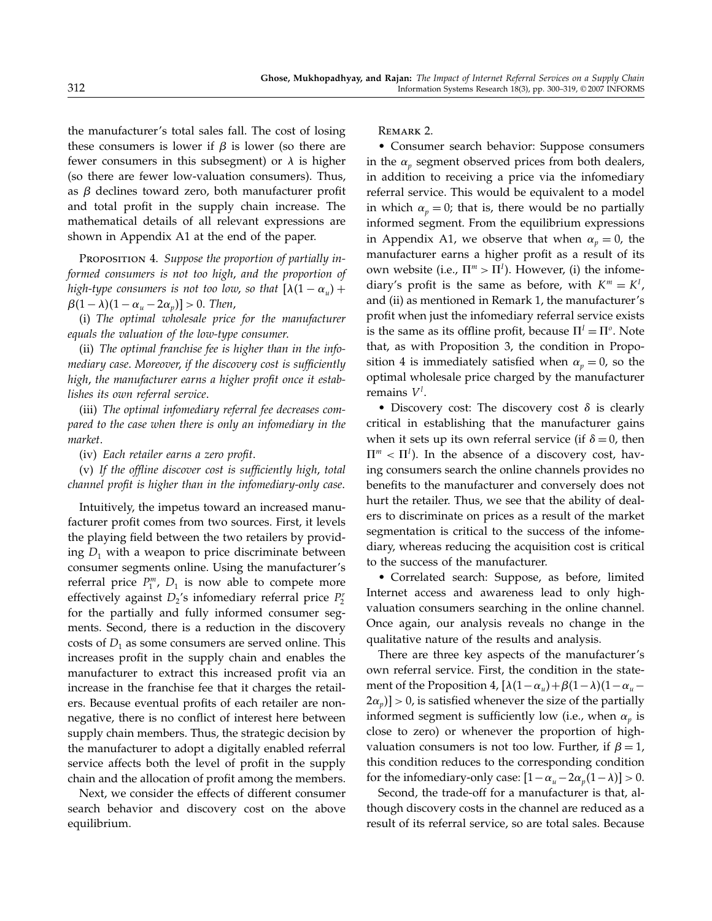the manufacturer's total sales fall. The cost of losing these consumers is lower if $\beta$ is lower (so there are fewer consumers in this subsegment) or $\lambda$ is higher (so there are fewer low-valuation consumers). Thus, as $\beta$ declines toward zero, both manufacturer profit and total profit in the supply chain increase. The mathematical details of all relevant expressions are shown in Appendix A1 at the end of the paper.

Proposition 4. *Suppose the proportion of partially informed consumers is not too high, and the proportion of high-type consumers is not too low, so that* $[\lambda(1-\alpha_u)+\beta(1-\lambda)(1-\alpha_u-2\alpha_p)]>0$. *Then,*

(i) *The optimal wholesale price for the manufacturer equals the valuation of the low-type consumer.*

(ii) *The optimal franchise fee is higher than in the infomediary case. Moreover, if the discovery cost is sufficiently high, the manufacturer earns a higher profit once it establishes its own referral service.*

(iii) *The optimal infomediary referral fee decreases compared to the case when there is only an infomediary in the market.*

(iv) *Each retailer earns a zero profit.*

(v) *If the offline discover cost is sufficiently high, total channel profit is higher than in the infomediary-only case.*

Intuitively, the impetus toward an increased manufacturer profit comes from two sources. First, it levels the playing field between the two retailers by providing $D_1$ with a weapon to price discriminate between consumer segments online. Using the manufacturer's referral price $P_1^m$, $D_1$ is now able to compete more effectively against $D_2$'s infomediary referral price $P_2^r$ for the partially and fully informed consumer segments. Second, there is a reduction in the discovery costs of $D_1$ as some consumers are served online. This increases profit in the supply chain and enables the manufacturer to extract this increased profit via an increase in the franchise fee that it charges the retailers. Because eventual profits of each retailer are nonnegative, there is no conflict of interest here between supply chain members. Thus, the strategic decision by the manufacturer to adopt a digitally enabled referral service affects both the level of profit in the supply chain and the allocation of profit among the members.

Next, we consider the effects of different consumer search behavior and discovery cost on the above equilibrium.

Remark 2.

- Consumer search behavior: Suppose consumers in the $\alpha_p$ segment observed prices from both dealers, in addition to receiving a price via the infomediary referral service. This would be equivalent to a model in which $\alpha_p=0$; that is, there would be no partially informed segment. From the equilibrium expressions in Appendix A1, we observe that when $\alpha_p=0$, the manufacturer earns a higher profit as a result of its own website (i.e., $\Pi^m>\Pi^I$). However, (i) the infomediary's profit is the same as before, with $K^m=K^I$, and (ii) as mentioned in Remark 1, the manufacturer's profit when just the infomediary referral service exists is the same as its offline profit, because $\Pi^I=\Pi^o$. Note that, as with Proposition 3, the condition in Proposition 4 is immediately satisfied when $\alpha_p=0$, so the optimal wholesale price charged by the manufacturer remains $V^l$.
- Discovery cost: The discovery cost $\delta$ is clearly critical in establishing that the manufacturer gains when it sets up its own referral service (if $\delta=0$, then $\Pi^m<\Pi^I$). In the absence of a discovery cost, having consumers search the online channels provides no benefits to the manufacturer and conversely does not hurt the retailer. Thus, we see that the ability of dealers to discriminate on prices as a result of the market segmentation is critical to the success of the infomediary, whereas reducing the acquisition cost is critical to the success of the manufacturer.
- Correlated search: Suppose, as before, limited Internet access and awareness lead to only high-valuation consumers searching in the online channel. Once again, our analysis reveals no change in the qualitative nature of the results and analysis.

There are three key aspects of the manufacturer's own referral service. First, the condition in the statement of the Proposition 4, $[\lambda(1-\alpha_u)+\beta(1-\lambda)(1-\alpha_u-2\alpha_p)]>0$, is satisfied whenever the size of the partially informed segment is sufficiently low (i.e., when $\alpha_p$ is close to zero) or whenever the proportion of high-valuation consumers is not too low. Further, if $\beta=1$, this condition reduces to the corresponding condition for the infomediary-only case: $[1-\alpha_u-2\alpha_p(1-\lambda)]>0$.

Second, the trade-off for a manufacturer is that, although discovery costs in the channel are reduced as a result of its referral service, so are total sales. Because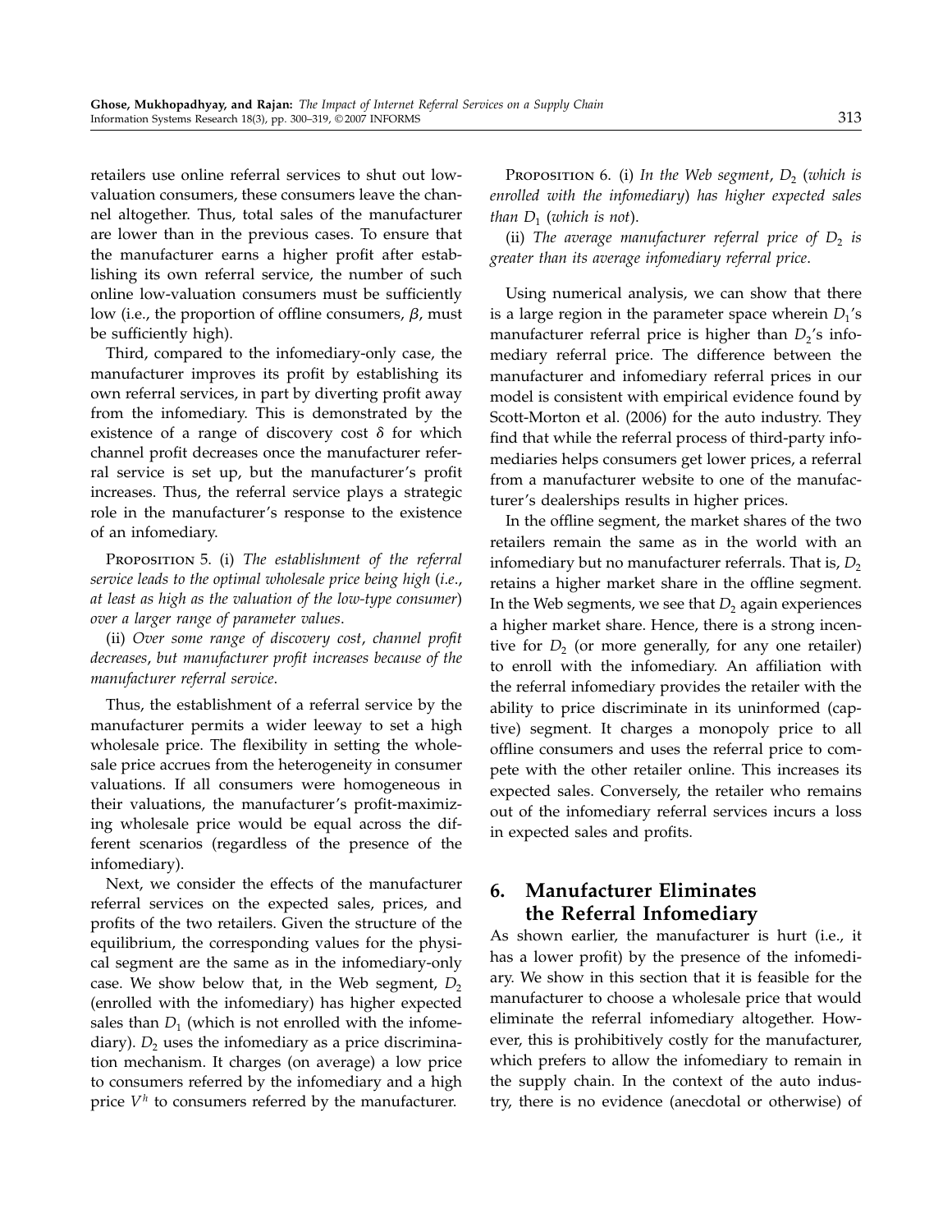retailers use online referral services to shut out low-valuation consumers, these consumers leave the channel altogether. Thus, total sales of the manufacturer are lower than in the previous cases. To ensure that the manufacturer earns a higher profit after establishing its own referral service, the number of such online low-valuation consumers must be sufficiently low (i.e., the proportion of offline consumers, $\beta$, must be sufficiently high).

Third, compared to the infomediary-only case, the manufacturer improves its profit by establishing its own referral services, in part by diverting profit away from the infomediary. This is demonstrated by the existence of a range of discovery cost $\delta$ for which channel profit decreases once the manufacturer referral service is set up, but the manufacturer's profit increases. Thus, the referral service plays a strategic role in the manufacturer's response to the existence of an infomediary.

Proposition 5. (i) *The establishment of the referral service leads to the optimal wholesale price being high (i.e., at least as high as the valuation of the low-type consumer) over a larger range of parameter values.*

(ii) *Over some range of discovery cost, channel profit decreases, but manufacturer profit increases because of the manufacturer referral service.*

Thus, the establishment of a referral service by the manufacturer permits a wider leeway to set a high wholesale price. The flexibility in setting the wholesale price accrues from the heterogeneity in consumer valuations. If all consumers were homogeneous in their valuations, the manufacturer's profit-maximizing wholesale price would be equal across the different scenarios (regardless of the presence of the infomediary).

Next, we consider the effects of the manufacturer referral services on the expected sales, prices, and profits of the two retailers. Given the structure of the equilibrium, the corresponding values for the physical segment are the same as in the infomediary-only case. We show below that, in the Web segment, $D_2$ (enrolled with the infomediary) has higher expected sales than $D_1$ (which is not enrolled with the infomediary). $D_2$ uses the infomediary as a price discrimination mechanism. It charges (on average) a low price to consumers referred by the infomediary and a high price $V^h$ to consumers referred by the manufacturer.

Proposition 6. (i) *In the Web segment, $D_2$ (which is enrolled with the infomediary) has higher expected sales than $D_1$ (which is not).*

(ii) *The average manufacturer referral price of $D_2$ is greater than its average infomediary referral price.*

Using numerical analysis, we can show that there is a large region in the parameter space wherein $D_1$'s manufacturer referral price is higher than $D_2$'s infomediary referral price. The difference between the manufacturer and infomediary referral prices in our model is consistent with empirical evidence found by Scott-Morton et al. (2006) for the auto industry. They find that while the referral process of third-party infomediaries helps consumers get lower prices, a referral from a manufacturer website to one of the manufacturer's dealerships results in higher prices.

In the offline segment, the market shares of the two retailers remain the same as in the world with an infomediary but no manufacturer referrals. That is, $D_2$ retains a higher market share in the offline segment. In the Web segments, we see that $D_2$ again experiences a higher market share. Hence, there is a strong incentive for $D_2$ (or more generally, for any one retailer) to enroll with the infomediary. An affiliation with the referral infomediary provides the retailer with the ability to price discriminate in its uninformed (captive) segment. It charges a monopoly price to all offline consumers and uses the referral price to compete with the other retailer online. This increases its expected sales. Conversely, the retailer who remains out of the infomediary referral services incurs a loss in expected sales and profits.

## 6. Manufacturer Eliminates the Referral Infomediary

As shown earlier, the manufacturer is hurt (i.e., it has a lower profit) by the presence of the infomediary. We show in this section that it is feasible for the manufacturer to choose a wholesale price that would eliminate the referral infomediary altogether. However, this is prohibitively costly for the manufacturer, which prefers to allow the infomediary to remain in the supply chain. In the context of the auto industry, there is no evidence (anecdotal or otherwise) of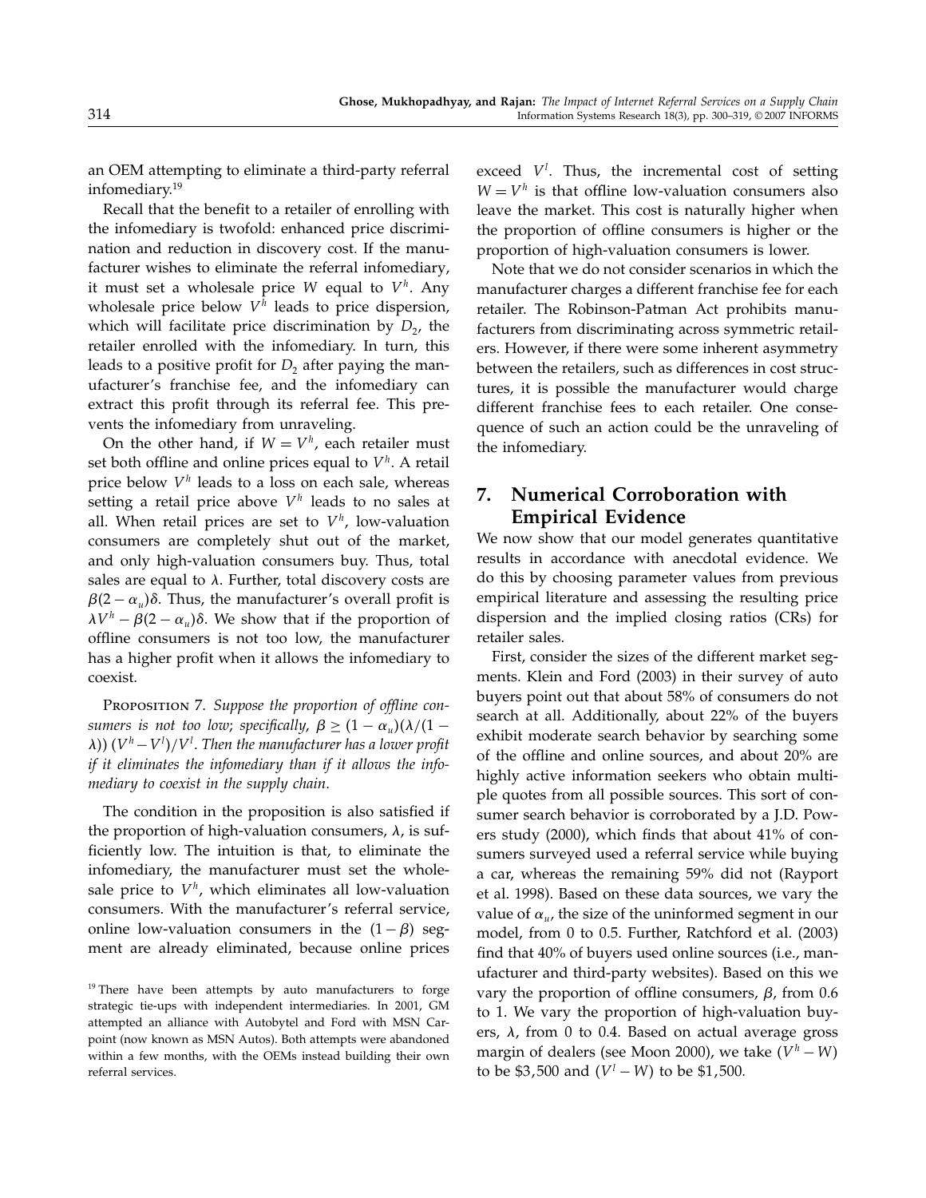an OEM attempting to eliminate a third-party referral infomediary.[19]

Recall that the benefit to a retailer of enrolling with the infomediary is twofold: enhanced price discrimination and reduction in discovery cost. If the manufacturer wishes to eliminate the referral infomediary, it must set a wholesale price $W$ equal to $V^h$. Any wholesale price below $V^h$ leads to price dispersion, which will facilitate price discrimination by $D_2$, the retailer enrolled with the infomediary. In turn, this leads to a positive profit for $D_2$ after paying the manufacturer's franchise fee, and the infomediary can extract this profit through its referral fee. This prevents the infomediary from unraveling.

On the other hand, if $W = V^h$, each retailer must set both offline and online prices equal to $V^h$. A retail price below $V^h$ leads to a loss on each sale, whereas setting a retail price above $V^h$ leads to no sales at all. When retail prices are set to $V^h$, low-valuation consumers are completely shut out of the market, and only high-valuation consumers buy. Thus, total sales are equal to $\lambda$. Further, total discovery costs are $\beta(2-\alpha_u)\delta$. Thus, the manufacturer's overall profit is $\lambda V^h - \beta(2-\alpha_u)\delta$. We show that if the proportion of offline consumers is not too low, the manufacturer has a higher profit when it allows the infomediary to coexist.

Proposition 7. *Suppose the proportion of offline consumers is not too low; specifically, $\beta \geq (1-\alpha_u)(\lambda/(1-\lambda))(V^h - V^l)/V^l$. Then the manufacturer has a lower profit if it eliminates the infomediary than if it allows the infomediary to coexist in the supply chain.*

The condition in the proposition is also satisfied if the proportion of high-valuation consumers, $\lambda$, is sufficiently low. The intuition is that, to eliminate the infomediary, the manufacturer must set the wholesale price to $V^h$, which eliminates all low-valuation consumers. With the manufacturer's referral service, online low-valuation consumers in the $(1-\beta)$ segment are already eliminated, because online prices exceed $V^l$. Thus, the incremental cost of setting $W = V^h$ is that offline low-valuation consumers also leave the market. This cost is naturally higher when the proportion of offline consumers is higher or the proportion of high-valuation consumers is lower.

Note that we do not consider scenarios in which the manufacturer charges a different franchise fee for each retailer. The Robinson-Patman Act prohibits manufacturers from discriminating across symmetric retailers. However, if there were some inherent asymmetry between the retailers, such as differences in cost structures, it is possible the manufacturer would charge different franchise fees to each retailer. One consequence of such an action could be the unraveling of the infomediary.

## 7. Numerical Corroboration with Empirical Evidence

We now show that our model generates quantitative results in accordance with anecdotal evidence. We do this by choosing parameter values from previous empirical literature and assessing the resulting price dispersion and the implied closing ratios (CRs) for retailer sales.

First, consider the sizes of the different market segments. Klein and Ford (2003) in their survey of auto buyers point out that about 58% of consumers do not search at all. Additionally, about 22% of the buyers exhibit moderate search behavior by searching some of the offline and online sources, and about 20% are highly active information seekers who obtain multiple quotes from all possible sources. This sort of consumer search behavior is corroborated by a J.D. Powers study (2000), which finds that about 41% of consumers surveyed used a referral service while buying a car, whereas the remaining 59% did not (Rayport et al. 1998). Based on these data sources, we vary the value of $\alpha_u$, the size of the uninformed segment in our model, from 0 to 0.5. Further, Ratchford et al. (2003) find that 40% of buyers used online sources (i.e., manufacturer and third-party websites). Based on this we vary the proportion of offline consumers, $\beta$, from 0.6 to 1. We vary the proportion of high-valuation buyers, $\lambda$, from 0 to 0.4. Based on actual average gross margin of dealers (see Moon 2000), we take $(V^h - W)$ to be \$3,500 and $(V^l - W)$ to be \$1,500.

[19] There have been attempts by auto manufacturers to forge strategic tie-ups with independent intermediaries. In 2001, GM attempted an alliance with Autobytel and Ford with MSN Carpoint (now known as MSN Autos). Both attempts were abandoned within a few months, with the OEMs instead building their own referral services.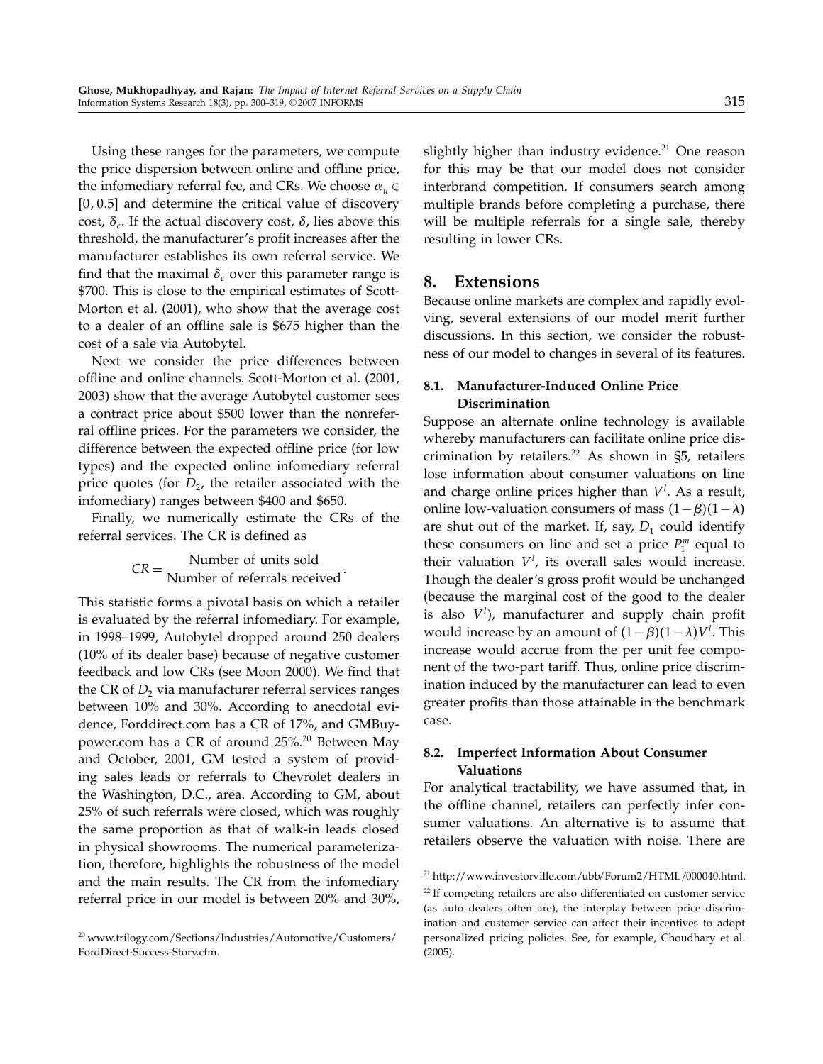Using these ranges for the parameters, we compute the price dispersion between online and offline price, the infomediary referral fee, and CRs. We choose $\alpha_u \in [0, 0.5]$ and determine the critical value of discovery cost, $\delta_c$. If the actual discovery cost, $\delta$, lies above this threshold, the manufacturer's profit increases after the manufacturer establishes its own referral service. We find that the maximal $\delta_c$ over this parameter range is \$700. This is close to the empirical estimates of Scott-Morton et al. (2001), who show that the average cost to a dealer of an offline sale is \$675 higher than the cost of a sale via Autobytel.

Next we consider the price differences between offline and online channels. Scott-Morton et al. (2001, 2003) show that the average Autobytel customer sees a contract price about \$500 lower than the nonreferral offline prices. For the parameters we consider, the difference between the expected offline price (for low types) and the expected online infomediary referral price quotes (for $D_2$, the retailer associated with the infomediary) ranges between \$400 and \$650.

Finally, we numerically estimate the CRs of the referral services. The CR is defined as

$$CR = \frac{\text{Number of units sold}}{\text{Number of referrals received}}.$$

This statistic forms a pivotal basis on which a retailer is evaluated by the referral infomediary. For example, in 1998–1999, Autobytel dropped around 250 dealers (10% of its dealer base) because of negative customer feedback and low CRs (see Moon 2000). We find that the CR of $D_2$ via manufacturer referral services ranges between 10% and 30%. According to anecdotal evidence, Forddirect.com has a CR of 17%, and GMBuypower.com has a CR of around 25%.[20] Between May and October, 2001, GM tested a system of providing sales leads or referrals to Chevrolet dealers in the Washington, D.C., area. According to GM, about 25% of such referrals were closed, which was roughly the same proportion as that of walk-in leads closed in physical showrooms. The numerical parameterization, therefore, highlights the robustness of the model and the main results. The CR from the infomediary referral price in our model is between 20% and 30%, slightly higher than industry evidence.[21] One reason for this may be that our model does not consider interbrand competition. If consumers search among multiple brands before completing a purchase, there will be multiple referrals for a single sale, thereby resulting in lower CRs.

## 8. Extensions

Because online markets are complex and rapidly evolving, several extensions of our model merit further discussions. In this section, we consider the robustness of our model to changes in several of its features.

### 8.1. Manufacturer-Induced Online Price Discrimination

Suppose an alternate online technology is available whereby manufacturers can facilitate online price discrimination by retailers.[22] As shown in §5, retailers lose information about consumer valuations on line and charge online prices higher than $V^l$. As a result, online low-valuation consumers of mass $(1-\beta)(1-\lambda)$ are shut out of the market. If, say, $D_1$ could identify these consumers on line and set a price $P_1^m$ equal to their valuation $V^l$, its overall sales would increase. Though the dealer's gross profit would be unchanged (because the marginal cost of the good to the dealer is also $V^l$), manufacturer and supply chain profit would increase by an amount of $(1-\beta)(1-\lambda)V^l$. This increase would accrue from the per unit fee component of the two-part tariff. Thus, online price discrimination induced by the manufacturer can lead to even greater profits than those attainable in the benchmark case.

### 8.2. Imperfect Information About Consumer Valuations

For analytical tractability, we have assumed that, in the offline channel, retailers can perfectly infer consumer valuations. An alternative is to assume that retailers observe the valuation with noise. There are

[20] www.trilogy.com/Sections/Industries/Automotive/Customers/FordDirect-Success-Story.cfm.

[21] http://www.investorville.com/ubb/Forum2/HTML/000040.html.

[22] If competing retailers are also differentiated on customer service (as auto dealers often are), the interplay between price discrimination and customer service can affect their incentives to adopt personalized pricing policies. See, for example, Choudhary et al. (2005).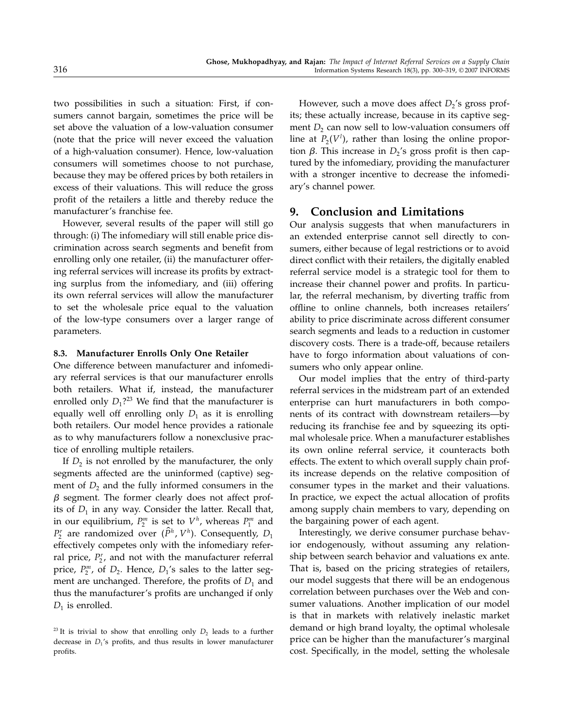two possibilities in such a situation: First, if consumers cannot bargain, sometimes the price will be set above the valuation of a low-valuation consumer (note that the price will never exceed the valuation of a high-valuation consumer). Hence, low-valuation consumers will sometimes choose to not purchase, because they may be offered prices by both retailers in excess of their valuations. This will reduce the gross profit of the retailers a little and thereby reduce the manufacturer's franchise fee.

However, several results of the paper will still go through: (i) The infomediary will still enable price discrimination across search segments and benefit from enrolling only one retailer, (ii) the manufacturer offering referral services will increase its profits by extracting surplus from the infomediary, and (iii) offering its own referral services will allow the manufacturer to set the wholesale price equal to the valuation of the low-type consumers over a larger range of parameters.

### 8.3. Manufacturer Enrolls Only One Retailer

One difference between manufacturer and infomediary referral services is that our manufacturer enrolls both retailers. What if, instead, the manufacturer enrolled only $D_1$?[23] We find that the manufacturer is equally well off enrolling only $D_1$ as it is enrolling both retailers. Our model hence provides a rationale as to why manufacturers follow a nonexclusive practice of enrolling multiple retailers.

If $D_2$ is not enrolled by the manufacturer, the only segments affected are the uninformed (captive) segment of $D_2$ and the fully informed consumers in the $\beta$ segment. The former clearly does not affect profits of $D_1$ in any way. Consider the latter. Recall that, in our equilibrium, $P_2^m$ is set to $V^h$, whereas $P_1^m$ and $P_2^r$ are randomized over $(\widehat{P}^h, V^h)$. Consequently, $D_1$ effectively competes only with the infomediary referral price, $P_2^r$, and not with the manufacturer referral price, $P_2^m$, of $D_2$. Hence, $D_1$'s sales to the latter segment are unchanged. Therefore, the profits of $D_1$ and thus the manufacturer's profits are unchanged if only $D_1$ is enrolled.

[23] It is trivial to show that enrolling only $D_2$ leads to a further decrease in $D_1$'s profits, and thus results in lower manufacturer profits.

However, such a move does affect $D_2$'s gross profits; these actually increase, because in its captive segment $D_2$ can now sell to low-valuation consumers off line at $P_2(V^l)$, rather than losing the online proportion $\beta$. This increase in $D_2$'s gross profit is then captured by the infomediary, providing the manufacturer with a stronger incentive to decrease the infomediary's channel power.

## 9. Conclusion and Limitations

Our analysis suggests that when manufacturers in an extended enterprise cannot sell directly to consumers, either because of legal restrictions or to avoid direct conflict with their retailers, the digitally enabled referral service model is a strategic tool for them to increase their channel power and profits. In particular, the referral mechanism, by diverting traffic from offline to online channels, both increases retailers' ability to price discriminate across different consumer search segments and leads to a reduction in customer discovery costs. There is a trade-off, because retailers have to forgo information about valuations of consumers who only appear online.

Our model implies that the entry of third-party referral services in the midstream part of an extended enterprise can hurt manufacturers in both components of its contract with downstream retailers—by reducing its franchise fee and by squeezing its optimal wholesale price. When a manufacturer establishes its own online referral service, it counteracts both effects. The extent to which overall supply chain profits increase depends on the relative composition of consumer types in the market and their valuations. In practice, we expect the actual allocation of profits among supply chain members to vary, depending on the bargaining power of each agent.

Interestingly, we derive consumer purchase behavior endogenously, without assuming any relationship between search behavior and valuations ex ante. That is, based on the pricing strategies of retailers, our model suggests that there will be an endogenous correlation between purchases over the Web and consumer valuations. Another implication of our model is that in markets with relatively inelastic market demand or high brand loyalty, the optimal wholesale price can be higher than the manufacturer's marginal cost. Specifically, in the model, setting the wholesale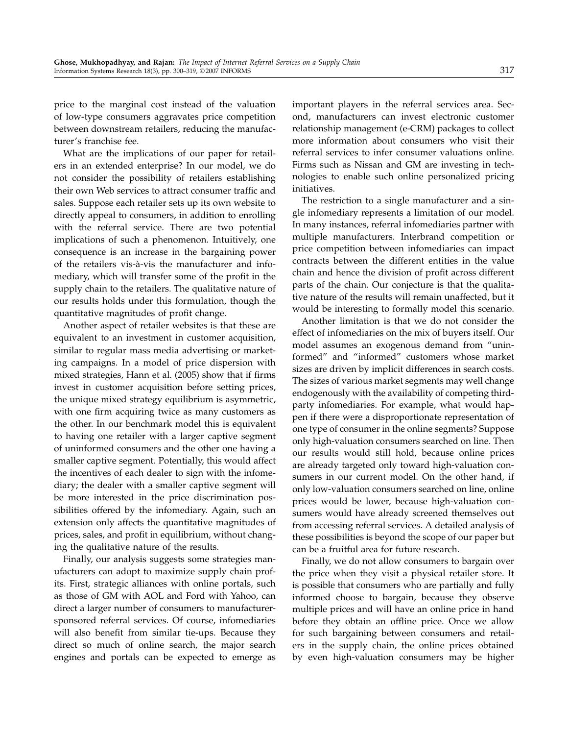price to the marginal cost instead of the valuation of low-type consumers aggravates price competition between downstream retailers, reducing the manufacturer's franchise fee.

What are the implications of our paper for retailers in an extended enterprise? In our model, we do not consider the possibility of retailers establishing their own Web services to attract consumer traffic and sales. Suppose each retailer sets up its own website to directly appeal to consumers, in addition to enrolling with the referral service. There are two potential implications of such a phenomenon. Intuitively, one consequence is an increase in the bargaining power of the retailers vis-à-vis the manufacturer and infomediary, which will transfer some of the profit in the supply chain to the retailers. The qualitative nature of our results holds under this formulation, though the quantitative magnitudes of profit change.

Another aspect of retailer websites is that these are equivalent to an investment in customer acquisition, similar to regular mass media advertising or marketing campaigns. In a model of price dispersion with mixed strategies, Hann et al. (2005) show that if firms invest in customer acquisition before setting prices, the unique mixed strategy equilibrium is asymmetric, with one firm acquiring twice as many customers as the other. In our benchmark model this is equivalent to having one retailer with a larger captive segment of uninformed consumers and the other one having a smaller captive segment. Potentially, this would affect the incentives of each dealer to sign with the infomediary; the dealer with a smaller captive segment will be more interested in the price discrimination possibilities offered by the infomediary. Again, such an extension only affects the quantitative magnitudes of prices, sales, and profit in equilibrium, without changing the qualitative nature of the results.

Finally, our analysis suggests some strategies manufacturers can adopt to maximize supply chain profits. First, strategic alliances with online portals, such as those of GM with AOL and Ford with Yahoo, can direct a larger number of consumers to manufacturer-sponsored referral services. Of course, infomediaries will also benefit from similar tie-ups. Because they direct so much of online search, the major search engines and portals can be expected to emerge as important players in the referral services area. Second, manufacturers can invest electronic customer relationship management (e-CRM) packages to collect more information about consumers who visit their referral services to infer consumer valuations online. Firms such as Nissan and GM are investing in technologies to enable such online personalized pricing initiatives.

The restriction to a single manufacturer and a single infomediary represents a limitation of our model. In many instances, referral infomediaries partner with multiple manufacturers. Interbrand competition or price competition between infomediaries can impact contracts between the different entities in the value chain and hence the division of profit across different parts of the chain. Our conjecture is that the qualitative nature of the results will remain unaffected, but it would be interesting to formally model this scenario.

Another limitation is that we do not consider the effect of infomediaries on the mix of buyers itself. Our model assumes an exogenous demand from "uninformed" and "informed" customers whose market sizes are driven by implicit differences in search costs. The sizes of various market segments may well change endogenously with the availability of competing third-party infomediaries. For example, what would happen if there were a disproportionate representation of one type of consumer in the online segments? Suppose only high-valuation consumers searched on line. Then our results would still hold, because online prices are already targeted only toward high-valuation consumers in our current model. On the other hand, if only low-valuation consumers searched on line, online prices would be lower, because high-valuation consumers would have already screened themselves out from accessing referral services. A detailed analysis of these possibilities is beyond the scope of our paper but can be a fruitful area for future research.

Finally, we do not allow consumers to bargain over the price when they visit a physical retailer store. It is possible that consumers who are partially and fully informed choose to bargain, because they observe multiple prices and will have an online price in hand before they obtain an offline price. Once we allow for such bargaining between consumers and retailers in the supply chain, the online prices obtained by even high-valuation consumers may be higher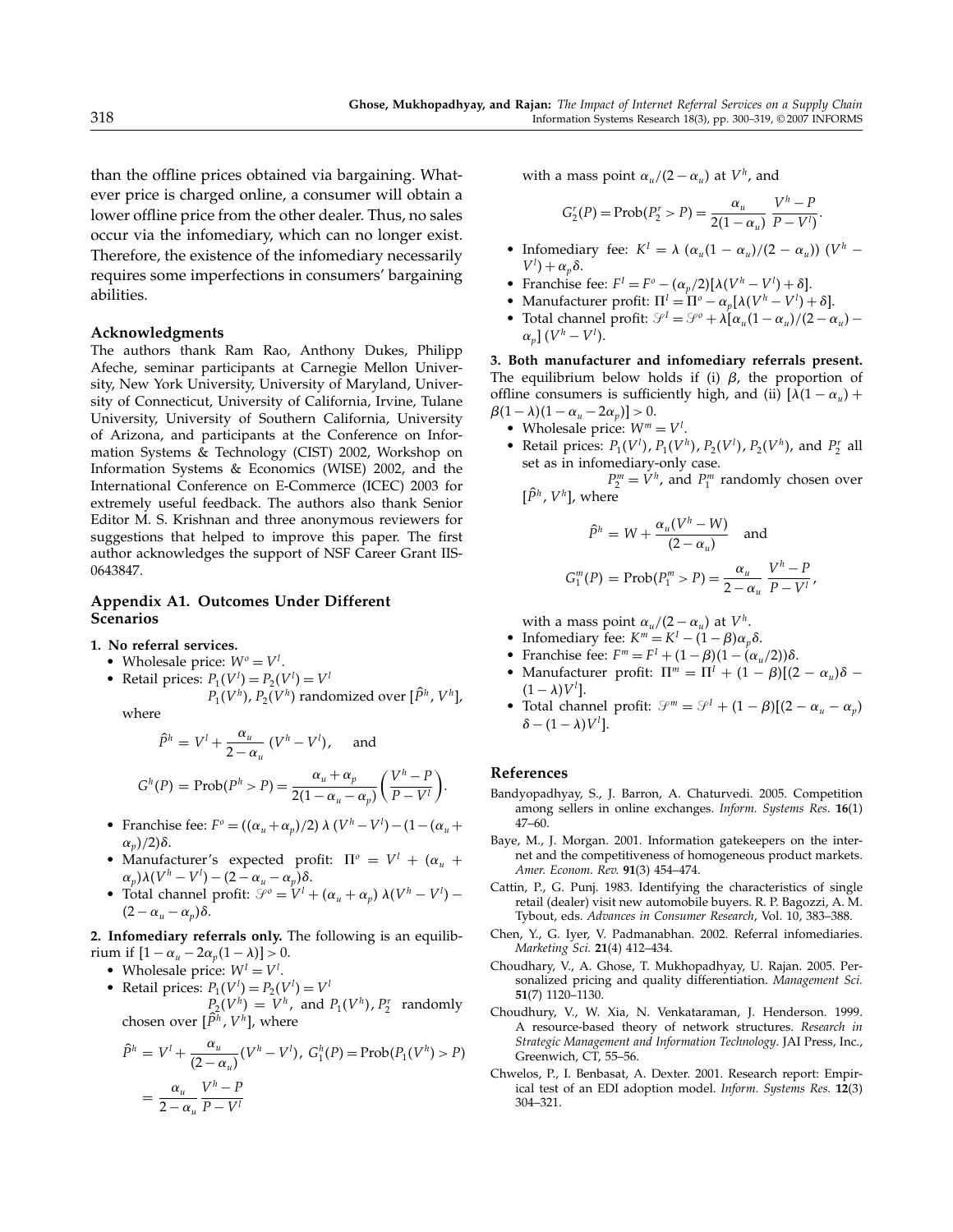than the offline prices obtained via bargaining. Whatever price is charged online, a consumer will obtain a lower offline price from the other dealer. Thus, no sales occur via the infomediary, which can no longer exist. Therefore, the existence of the infomediary necessarily requires some imperfections in consumers' bargaining abilities.

### Acknowledgments

The authors thank Ram Rao, Anthony Dukes, Philipp Afeche, seminar participants at Carnegie Mellon University, New York University, University of Maryland, University of Connecticut, University of California, Irvine, Tulane University, University of Southern California, University of Arizona, and participants at the Conference on Information Systems & Technology (CIST) 2002, Workshop on Information Systems & Economics (WISE) 2002, and the International Conference on E-Commerce (ICEC) 2003 for extremely useful feedback. The authors also thank Senior Editor M. S. Krishnan and three anonymous reviewers for suggestions that helped to improve this paper. The first author acknowledges the support of NSF Career Grant IIS-0643847.

## Appendix A1. Outcomes Under Different Scenarios

**1. No referral services.**

- Wholesale price: $W^o = V^l$.
- Retail prices: $P_1(V^l) = P_2(V^l) = V^l$
  $P_1(V^h)$, $P_2(V^h)$ randomized over $[\hat{P}^h, V^h]$, where

$$\hat{P}^h = V^l + \frac{\alpha_u}{2-\alpha_u}(V^h - V^l), \quad \text{and}$$

$$G^h(P) = \text{Prob}(P^h > P) = \frac{\alpha_u + \alpha_p}{2(1-\alpha_u-\alpha_p)}\left(\frac{V^h - P}{P - V^l}\right).$$

- Franchise fee: $F^o = ((\alpha_u+\alpha_p)/2)\,\lambda\,(V^h - V^l) - (1-(\alpha_u+\alpha_p)/2)\delta$.
- Manufacturer's expected profit: $\Pi^o = V^l + (\alpha_u + \alpha_p)\lambda(V^h - V^l) - (2-\alpha_u-\alpha_p)\delta$.
- Total channel profit: $\mathcal{S}^o = V^l + (\alpha_u+\alpha_p)\,\lambda(V^h - V^l) - (2-\alpha_u-\alpha_p)\delta$.

**2. Infomediary referrals only.** The following is an equilibrium if $[1-\alpha_u - 2\alpha_p(1-\lambda)] > 0$.

- Wholesale price: $W^I = V^l$.
- Retail prices: $P_1(V^l) = P_2(V^l) = V^l$
  $P_2(V^h) = V^h$, and $P_1(V^h)$, $P_2^r$ randomly chosen over $[\hat{P}^h, V^h]$, where

$$\hat{P}^h = V^l + \frac{\alpha_u}{(2-\alpha_u)}(V^h - V^l),\ G_1^h(P) = \text{Prob}(P_1(V^h) > P) = \frac{\alpha_u}{2-\alpha_u}\,\frac{V^h - P}{P - V^l}$$

with a mass point $\alpha_u/(2-\alpha_u)$ at $V^h$, and

$$G_2^r(P) = \text{Prob}(P_2^r > P) = \frac{\alpha_u}{2(1-\alpha_u)}\,\frac{V^h - P}{P - V^l}.$$

- Infomediary fee: $K^I = \lambda\,(\alpha_u(1-\alpha_u)/(2-\alpha_u))\,(V^h - V^l) + \alpha_p\delta$.
- Franchise fee: $F^I = F^o - (\alpha_p/2)[\lambda(V^h - V^l) + \delta]$.
- Manufacturer profit: $\Pi^I = \Pi^o - \alpha_p[\lambda(V^h - V^l) + \delta]$.
- Total channel profit: $\mathcal{S}^I = \mathcal{S}^o + \lambda[\alpha_u(1-\alpha_u)/(2-\alpha_u) - \alpha_p]\,(V^h - V^l)$.

**3. Both manufacturer and infomediary referrals present.** The equilibrium below holds if (i) $\beta$, the proportion of offline consumers is sufficiently high, and (ii) $[\lambda(1-\alpha_u) + \beta(1-\lambda)(1-\alpha_u-2\alpha_p)] > 0$.

- Wholesale price: $W^m = V^l$.
- Retail prices: $P_1(V^l)$, $P_1(V^h)$, $P_2(V^l)$, $P_2(V^h)$, and $P_2^r$ all set as in infomediary-only case.
  $P_2^m = V^h$, and $P_1^m$ randomly chosen over $[\hat{P}^h, V^h]$, where

$$\hat{P}^h = W + \frac{\alpha_u(V^h - W)}{(2-\alpha_u)} \quad \text{and}$$

$$G_1^m(P) = \text{Prob}(P_1^m > P) = \frac{\alpha_u}{2-\alpha_u}\,\frac{V^h - P}{P - V^l},$$

with a mass point $\alpha_u/(2-\alpha_u)$ at $V^h$.

- Infomediary fee: $K^m = K^I - (1-\beta)\alpha_p\delta$.
- Franchise fee: $F^m = F^I + (1-\beta)(1-(\alpha_u/2))\delta$.
- Manufacturer profit: $\Pi^m = \Pi^I + (1-\beta)[(2-\alpha_u)\delta - (1-\lambda)V^l]$.
- Total channel profit: $\mathcal{S}^m = \mathcal{S}^I + (1-\beta)[(2-\alpha_u-\alpha_p)\delta - (1-\lambda)V^l]$.

## References

Bandyopadhyay, S., J. Barron, A. Chaturvedi. 2005. Competition among sellers in online exchanges. *Inform. Systems Res.* **16**(1) 47–60.

Baye, M., J. Morgan. 2001. Information gatekeepers on the internet and the competitiveness of homogeneous product markets. *Amer. Econom. Rev.* **91**(3) 454–474.

Cattin, P., G. Punj. 1983. Identifying the characteristics of single retail (dealer) visit new automobile buyers. R. P. Bagozzi, A. M. Tybout, eds. *Advances in Consumer Research*, Vol. 10, 383–388.

Chen, Y., G. Iyer, V. Padmanabhan. 2002. Referral infomediaries. *Marketing Sci.* **21**(4) 412–434.

Choudhary, V., A. Ghose, T. Mukhopadhyay, U. Rajan. 2005. Personalized pricing and quality differentiation. *Management Sci.* **51**(7) 1120–1130.

Choudhury, V., W. Xia, N. Venkataraman, J. Henderson. 1999. A resource-based theory of network structures. *Research in Strategic Management and Information Technology*. JAI Press, Inc., Greenwich, CT, 55–56.

Chwelos, P., I. Benbasat, A. Dexter. 2001. Research report: Empirical test of an EDI adoption model. *Inform. Systems Res.* **12**(3) 304–321.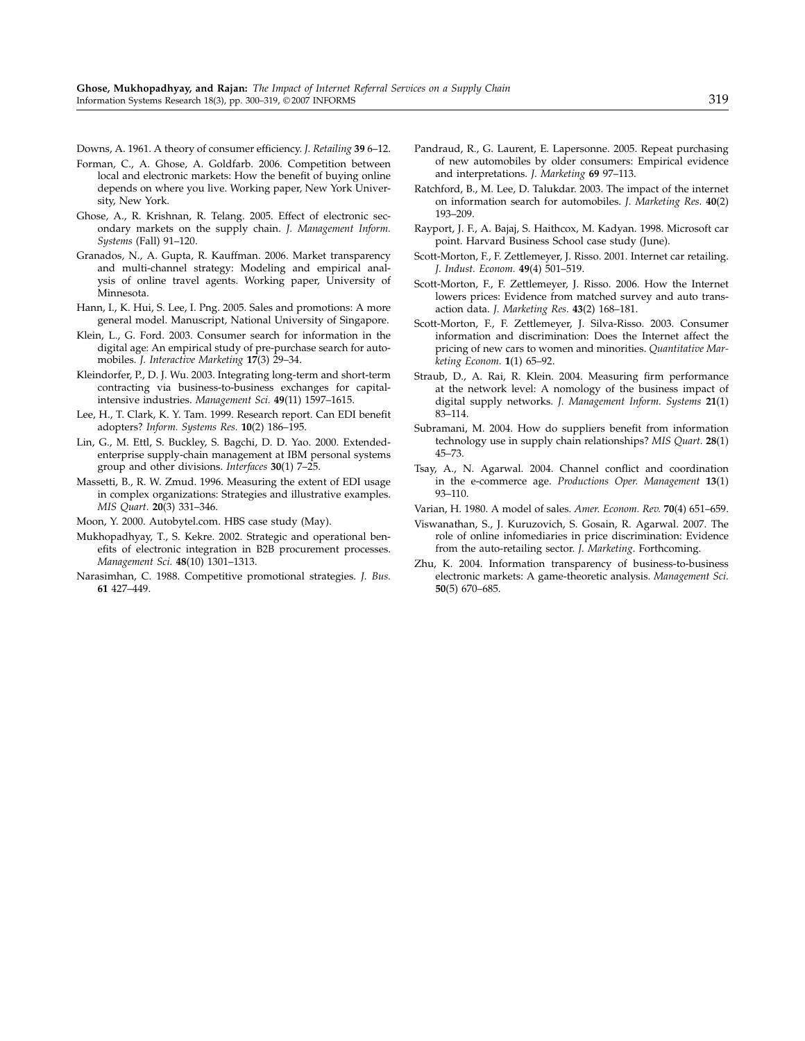Downs, A. 1961. A theory of consumer efficiency. *J. Retailing* **39** 6–12.

Forman, C., A. Ghose, A. Goldfarb. 2006. Competition between local and electronic markets: How the benefit of buying online depends on where you live. Working paper, New York University, New York.

Ghose, A., R. Krishnan, R. Telang. 2005. Effect of electronic secondary markets on the supply chain. *J. Management Inform. Systems* (Fall) 91–120.

Granados, N., A. Gupta, R. Kauffman. 2006. Market transparency and multi-channel strategy: Modeling and empirical analysis of online travel agents. Working paper, University of Minnesota.

Hann, I., K. Hui, S. Lee, I. Png. 2005. Sales and promotions: A more general model. Manuscript, National University of Singapore.

Klein, L., G. Ford. 2003. Consumer search for information in the digital age: An empirical study of pre-purchase search for automobiles. *J. Interactive Marketing* **17**(3) 29–34.

Kleindorfer, P., D. J. Wu. 2003. Integrating long-term and short-term contracting via business-to-business exchanges for capital-intensive industries. *Management Sci.* **49**(11) 1597–1615.

Lee, H., T. Clark, K. Y. Tam. 1999. Research report. Can EDI benefit adopters? *Inform. Systems Res.* **10**(2) 186–195.

Lin, G., M. Ettl, S. Buckley, S. Bagchi, D. D. Yao. 2000. Extended-enterprise supply-chain management at IBM personal systems group and other divisions. *Interfaces* **30**(1) 7–25.

Massetti, B., R. W. Zmud. 1996. Measuring the extent of EDI usage in complex organizations: Strategies and illustrative examples. *MIS Quart.* **20**(3) 331–346.

Moon, Y. 2000. Autobytel.com. HBS case study (May).

Mukhopadhyay, T., S. Kekre. 2002. Strategic and operational benefits of electronic integration in B2B procurement processes. *Management Sci.* **48**(10) 1301–1313.

Narasimhan, C. 1988. Competitive promotional strategies. *J. Bus.* **61** 427–449.

Pandraud, R., G. Laurent, E. Lapersonne. 2005. Repeat purchasing of new automobiles by older consumers: Empirical evidence and interpretations. *J. Marketing* **69** 97–113.

Ratchford, B., M. Lee, D. Talukdar. 2003. The impact of the internet on information search for automobiles. *J. Marketing Res.* **40**(2) 193–209.

Rayport, J. F., A. Bajaj, S. Haithcox, M. Kadyan. 1998. Microsoft car point. Harvard Business School case study (June).

Scott-Morton, F., F. Zettlemeyer, J. Risso. 2001. Internet car retailing. *J. Indust. Econom.* **49**(4) 501–519.

Scott-Morton, F., F. Zettlemeyer, J. Risso. 2006. How the Internet lowers prices: Evidence from matched survey and auto transaction data. *J. Marketing Res.* **43**(2) 168–181.

Scott-Morton, F., F. Zettlemeyer, J. Silva-Risso. 2003. Consumer information and discrimination: Does the Internet affect the pricing of new cars to women and minorities. *Quantitative Marketing Econom.* **1**(1) 65–92.

Straub, D., A. Rai, R. Klein. 2004. Measuring firm performance at the network level: A nomology of the business impact of digital supply networks. *J. Management Inform. Systems* **21**(1) 83–114.

Subramani, M. 2004. How do suppliers benefit from information technology use in supply chain relationships? *MIS Quart.* **28**(1) 45–73.

Tsay, A., N. Agarwal. 2004. Channel conflict and coordination in the e-commerce age. *Productions Oper. Management* **13**(1) 93–110.

Varian, H. 1980. A model of sales. *Amer. Econom. Rev.* **70**(4) 651–659.

Viswanathan, S., J. Kuruzovich, S. Gosain, R. Agarwal. 2007. The role of online infomediaries in price discrimination: Evidence from the auto-retailing sector. *J. Marketing*. Forthcoming.

Zhu, K. 2004. Information transparency of business-to-business electronic markets: A game-theoretic analysis. *Management Sci.* **50**(5) 670–685.